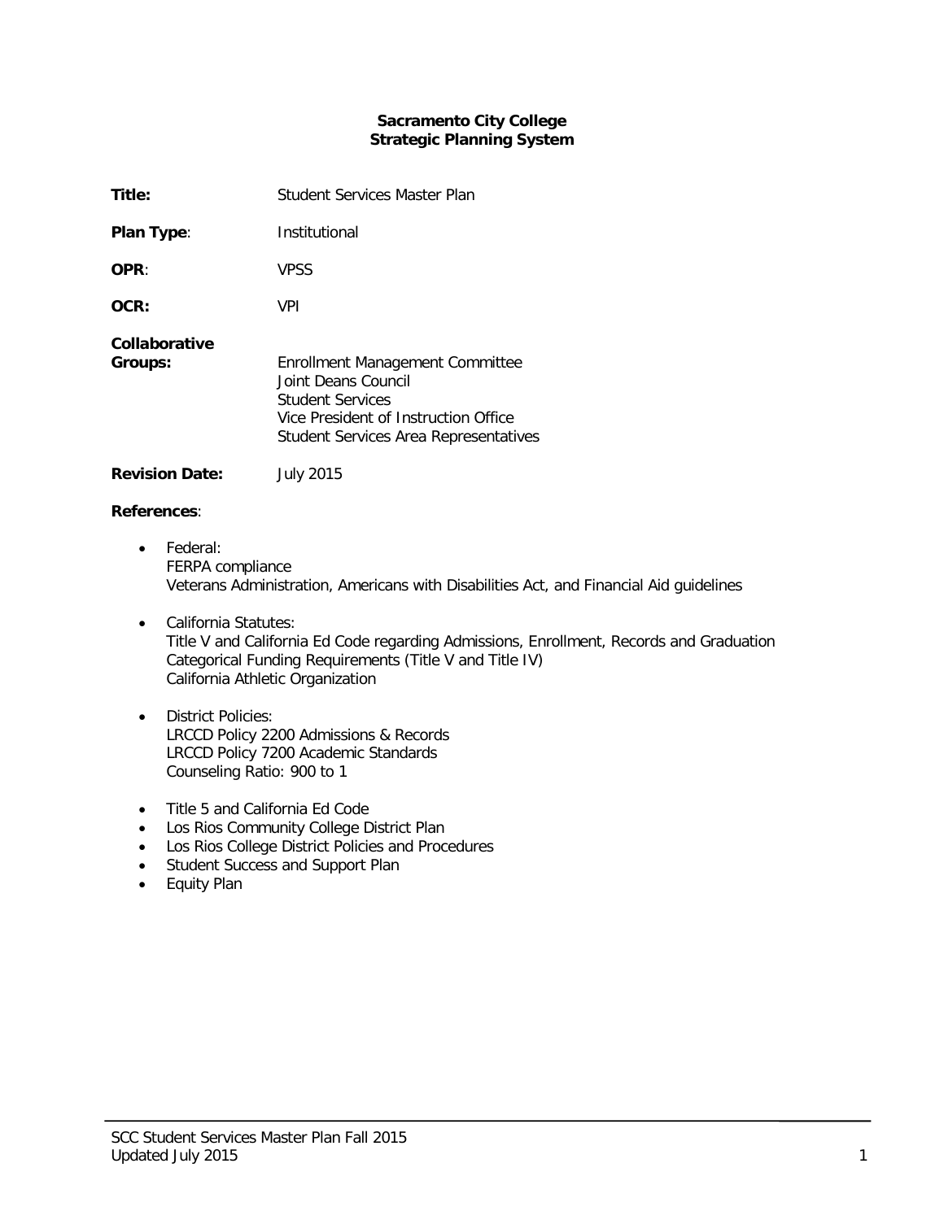**Sacramento City College**
**Strategic Planning System**

**Title:** Student Services Master Plan

**Plan Type**: Institutional

**OPR**: VPSS

**OCR:** VPI

**Collaborative Groups:**
Enrollment Management Committee
Joint Deans Council
Student Services
Vice President of Instruction Office
Student Services Area Representatives

**Revision Date:** July 2015

**References**:

- Federal:
  FERPA compliance
  Veterans Administration, Americans with Disabilities Act, and Financial Aid guidelines

- California Statutes:
  Title V and California Ed Code regarding Admissions, Enrollment, Records and Graduation
  Categorical Funding Requirements (Title V and Title IV)
  California Athletic Organization

- District Policies:
  LRCCD Policy 2200 Admissions & Records
  LRCCD Policy 7200 Academic Standards
  Counseling Ratio: 900 to 1

- Title 5 and California Ed Code
- Los Rios Community College District Plan
- Los Rios College District Policies and Procedures
- Student Success and Support Plan
- Equity Plan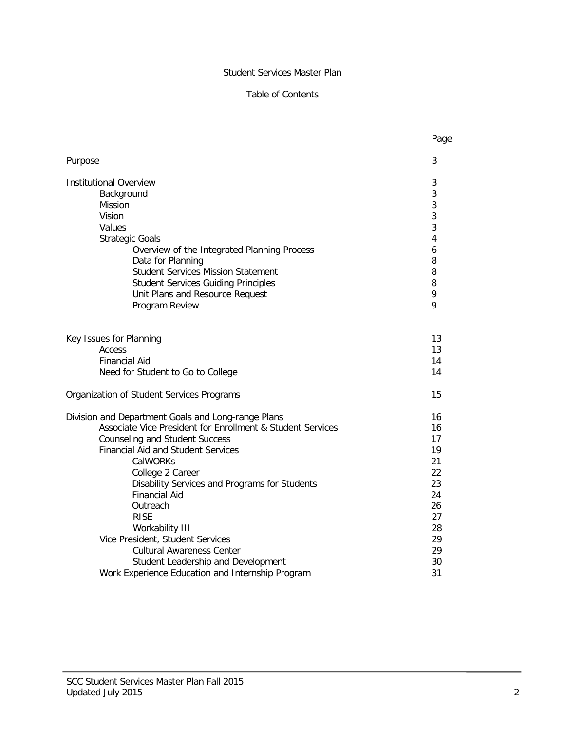# Student Services Master Plan

## Table of Contents

| | Page |
|---|---|
| Purpose | 3 |
| Institutional Overview | 3 |
| Background | 3 |
| Mission | 3 |
| Vision | 3 |
| Values | 3 |
| Strategic Goals | 4 |
| Overview of the Integrated Planning Process | 6 |
| Data for Planning | 8 |
| Student Services Mission Statement | 8 |
| Student Services Guiding Principles | 8 |
| Unit Plans and Resource Request | 9 |
| Program Review | 9 |
| Key Issues for Planning | 13 |
| Access | 13 |
| Financial Aid | 14 |
| Need for Student to Go to College | 14 |
| Organization of Student Services Programs | 15 |
| Division and Department Goals and Long-range Plans | 16 |
| Associate Vice President for Enrollment & Student Services | 16 |
| Counseling and Student Success | 17 |
| Financial Aid and Student Services | 19 |
| CalWORKs | 21 |
| College 2 Career | 22 |
| Disability Services and Programs for Students | 23 |
| Financial Aid | 24 |
| Outreach | 26 |
| RISE | 27 |
| Workability III | 28 |
| Vice President, Student Services | 29 |
| Cultural Awareness Center | 29 |
| Student Leadership and Development | 30 |
| Work Experience Education and Internship Program | 31 |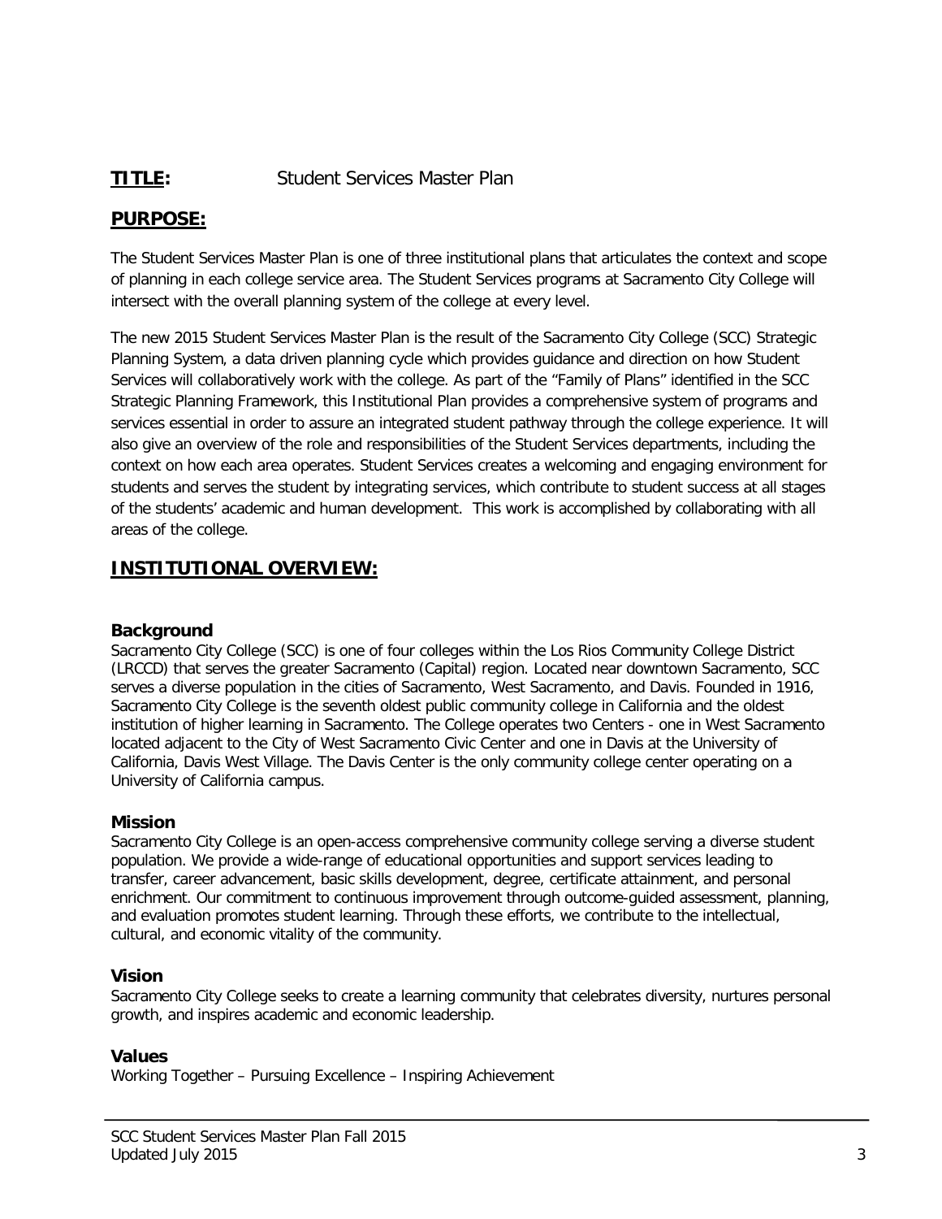**TITLE:** Student Services Master Plan

## PURPOSE:

The Student Services Master Plan is one of three institutional plans that articulates the context and scope of planning in each college service area. The Student Services programs at Sacramento City College will intersect with the overall planning system of the college at every level.

The new 2015 Student Services Master Plan is the result of the Sacramento City College (SCC) Strategic Planning System, a data driven planning cycle which provides guidance and direction on how Student Services will collaboratively work with the college. As part of the "Family of Plans" identified in the SCC Strategic Planning Framework, this Institutional Plan provides a comprehensive system of programs and services essential in order to assure an integrated student pathway through the college experience. It will also give an overview of the role and responsibilities of the Student Services departments, including the context on how each area operates. Student Services creates a welcoming and engaging environment for students and serves the student by integrating services, which contribute to student success at all stages of the students' academic and human development. This work is accomplished by collaborating with all areas of the college.

## INSTITUTIONAL OVERVIEW:

### Background

Sacramento City College (SCC) is one of four colleges within the Los Rios Community College District (LRCCD) that serves the greater Sacramento (Capital) region. Located near downtown Sacramento, SCC serves a diverse population in the cities of Sacramento, West Sacramento, and Davis. Founded in 1916, Sacramento City College is the seventh oldest public community college in California and the oldest institution of higher learning in Sacramento. The College operates two Centers - one in West Sacramento located adjacent to the City of West Sacramento Civic Center and one in Davis at the University of California, Davis West Village. The Davis Center is the only community college center operating on a University of California campus.

### Mission

Sacramento City College is an open-access comprehensive community college serving a diverse student population. We provide a wide-range of educational opportunities and support services leading to transfer, career advancement, basic skills development, degree, certificate attainment, and personal enrichment. Our commitment to continuous improvement through outcome-guided assessment, planning, and evaluation promotes student learning. Through these efforts, we contribute to the intellectual, cultural, and economic vitality of the community.

### Vision

Sacramento City College seeks to create a learning community that celebrates diversity, nurtures personal growth, and inspires academic and economic leadership.

### Values

Working Together – Pursuing Excellence – Inspiring Achievement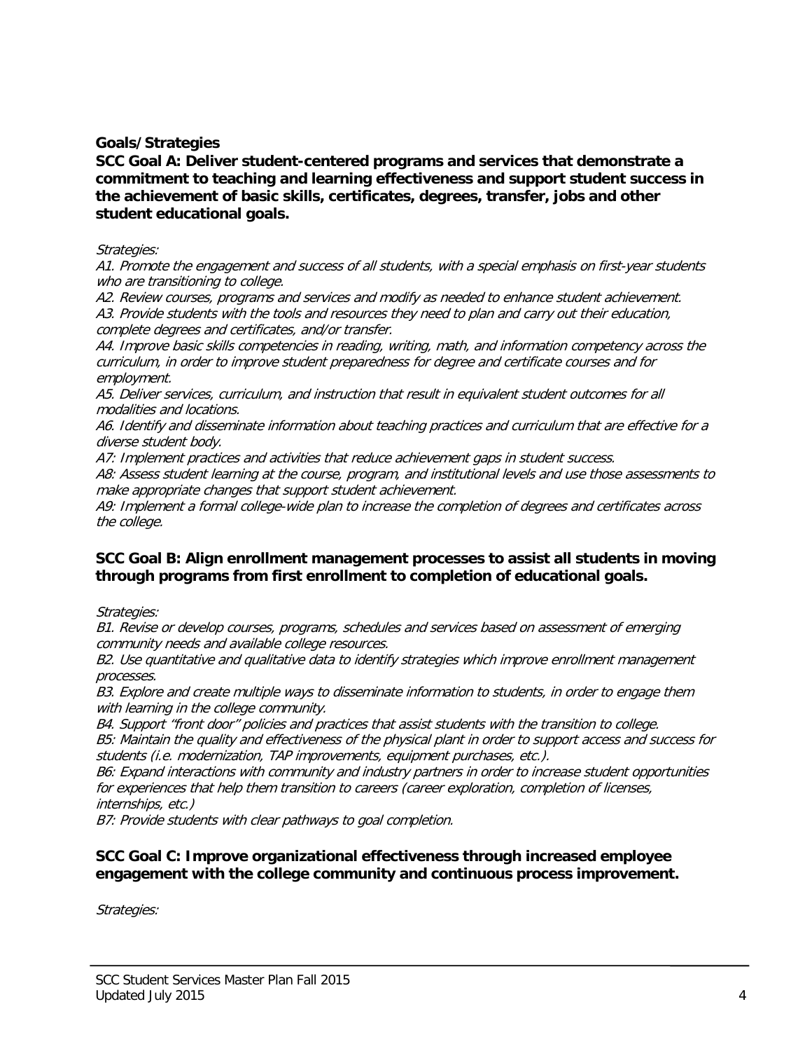**Goals/Strategies**

**SCC Goal A: Deliver student-centered programs and services that demonstrate a commitment to teaching and learning effectiveness and support student success in the achievement of basic skills, certificates, degrees, transfer, jobs and other student educational goals.**

*Strategies:*

*A1. Promote the engagement and success of all students, with a special emphasis on first-year students who are transitioning to college.*

*A2. Review courses, programs and services and modify as needed to enhance student achievement.*

*A3. Provide students with the tools and resources they need to plan and carry out their education, complete degrees and certificates, and/or transfer.*

*A4. Improve basic skills competencies in reading, writing, math, and information competency across the curriculum, in order to improve student preparedness for degree and certificate courses and for employment.*

*A5. Deliver services, curriculum, and instruction that result in equivalent student outcomes for all modalities and locations.*

*A6. Identify and disseminate information about teaching practices and curriculum that are effective for a diverse student body.*

*A7: Implement practices and activities that reduce achievement gaps in student success.*

*A8: Assess student learning at the course, program, and institutional levels and use those assessments to make appropriate changes that support student achievement.*

*A9: Implement a formal college-wide plan to increase the completion of degrees and certificates across the college.*

**SCC Goal B: Align enrollment management processes to assist all students in moving through programs from first enrollment to completion of educational goals.**

*Strategies:*

*B1. Revise or develop courses, programs, schedules and services based on assessment of emerging community needs and available college resources.*

*B2. Use quantitative and qualitative data to identify strategies which improve enrollment management processes.*

*B3. Explore and create multiple ways to disseminate information to students, in order to engage them with learning in the college community.*

*B4. Support "front door" policies and practices that assist students with the transition to college.*

*B5: Maintain the quality and effectiveness of the physical plant in order to support access and success for students (i.e. modernization, TAP improvements, equipment purchases, etc.).*

*B6: Expand interactions with community and industry partners in order to increase student opportunities for experiences that help them transition to careers (career exploration, completion of licenses, internships, etc.)*

*B7: Provide students with clear pathways to goal completion.*

**SCC Goal C: Improve organizational effectiveness through increased employee engagement with the college community and continuous process improvement.**

*Strategies:*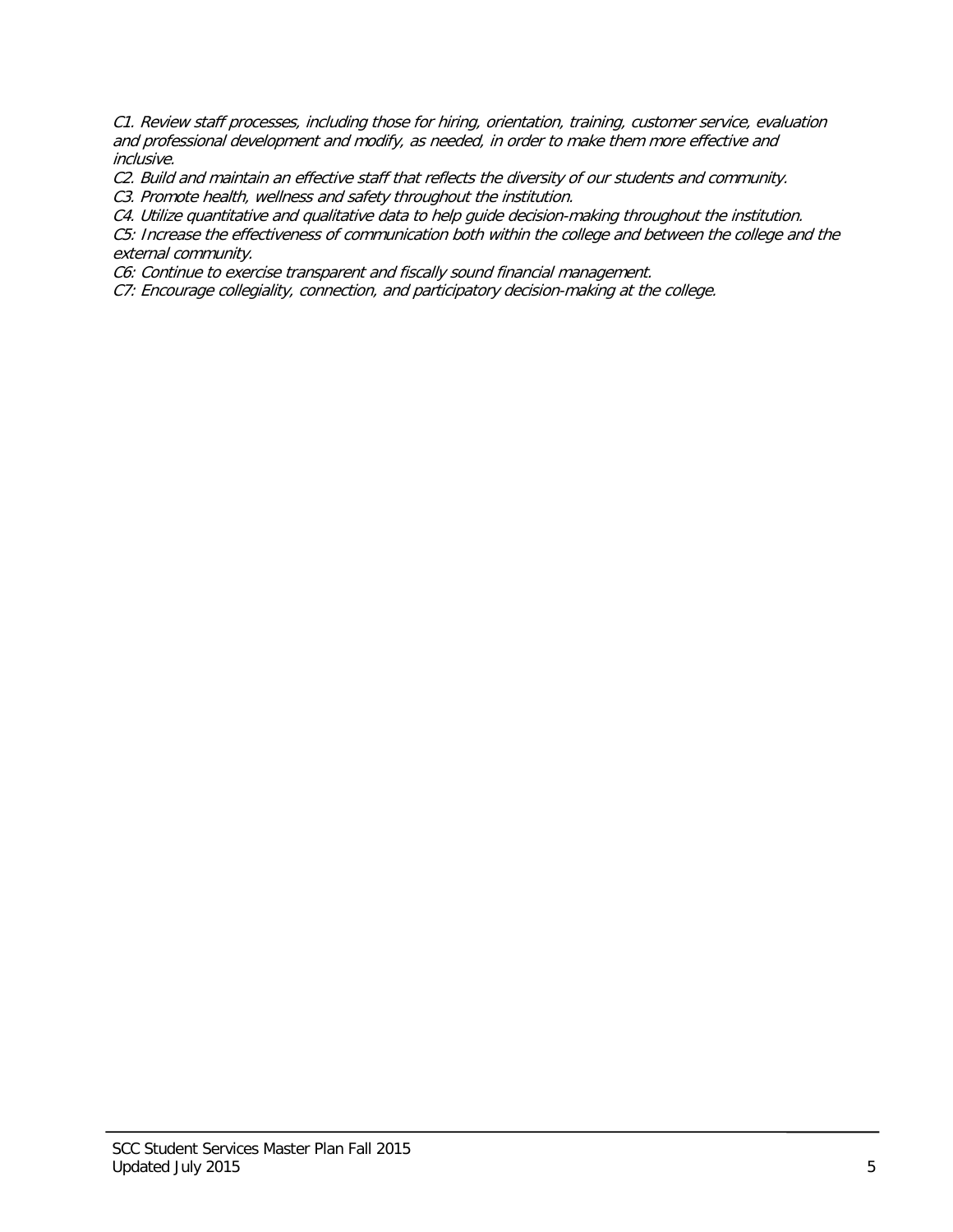*C1. Review staff processes, including those for hiring, orientation, training, customer service, evaluation and professional development and modify, as needed, in order to make them more effective and inclusive.*

*C2. Build and maintain an effective staff that reflects the diversity of our students and community.*

*C3. Promote health, wellness and safety throughout the institution.*

*C4. Utilize quantitative and qualitative data to help guide decision-making throughout the institution.*

*C5: Increase the effectiveness of communication both within the college and between the college and the external community.*

*C6: Continue to exercise transparent and fiscally sound financial management.*

*C7: Encourage collegiality, connection, and participatory decision-making at the college.*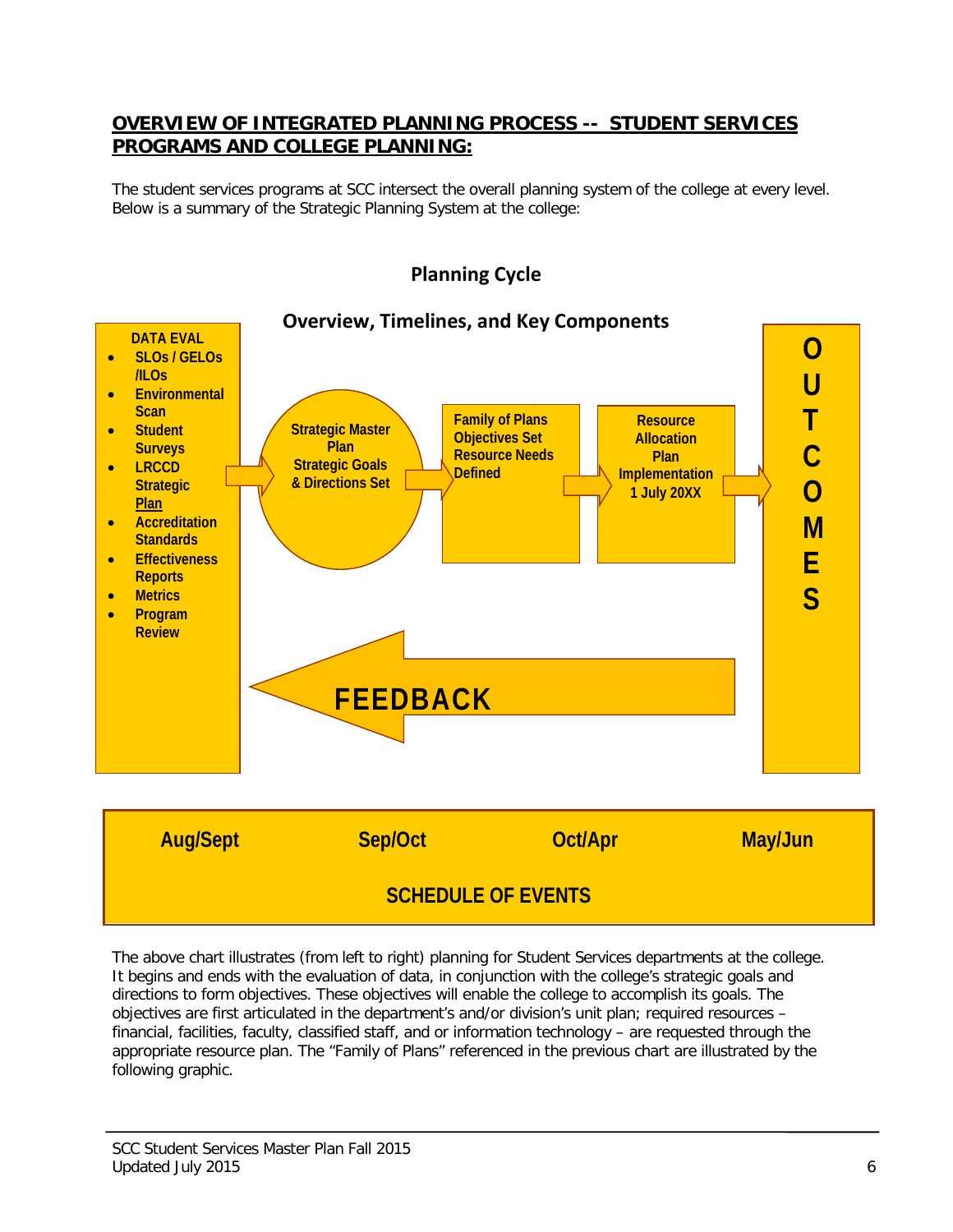## OVERVIEW OF INTEGRATED PLANNING PROCESS -- STUDENT SERVICES PROGRAMS AND COLLEGE PLANNING:

The student services programs at SCC intersect the overall planning system of the college at every level. Below is a summary of the Strategic Planning System at the college:

### Planning Cycle

### Overview, Timelines, and Key Components

DATA EVAL

- SLOs / GELOs /ILOs
- Environmental Scan
- Student Surveys
- LRCCD Strategic Plan
- Accreditation Standards
- Effectiveness Reports
- Metrics
- Program Review

Strategic Master Plan Strategic Goals & Directions Set

Family of Plans Objectives Set Resource Needs Defined

Resource Allocation Plan Implementation 1 July 20XX

OUTCOMES

FEEDBACK

| Aug/Sept | Sep/Oct | Oct/Apr | May/Jun |
|---|---|---|---|

SCHEDULE OF EVENTS

The above chart illustrates (from left to right) planning for Student Services departments at the college. It begins and ends with the evaluation of data, in conjunction with the college's strategic goals and directions to form objectives. These objectives will enable the college to accomplish its goals. The objectives are first articulated in the department's and/or division's unit plan; required resources – financial, facilities, faculty, classified staff, and or information technology – are requested through the appropriate resource plan. The "Family of Plans" referenced in the previous chart are illustrated by the following graphic.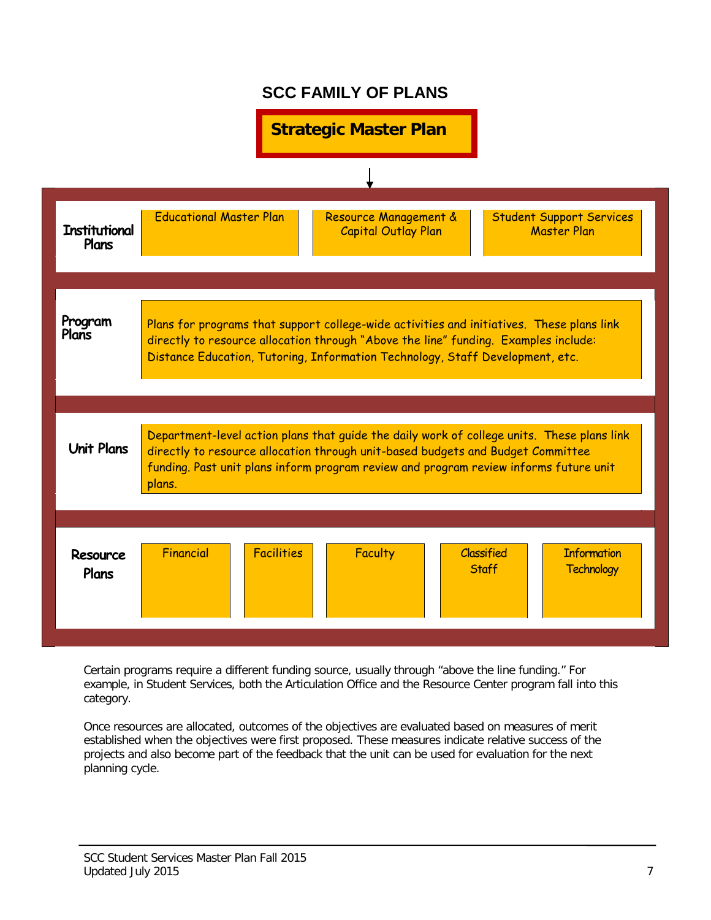## SCC FAMILY OF PLANS

**Strategic Master Plan**

↓

| | | | |
|---|---|---|---|
| **Institutional Plans** | Educational Master Plan | Resource Management & Capital Outlay Plan | Student Support Services Master Plan |

| | |
|---|---|
| **Program Plans** | Plans for programs that support college-wide activities and initiatives. These plans link directly to resource allocation through "Above the line" funding. Examples include: Distance Education, Tutoring, Information Technology, Staff Development, etc. |
| **Unit Plans** | Department-level action plans that guide the daily work of college units. These plans link directly to resource allocation through unit-based budgets and Budget Committee funding. Past unit plans inform program review and program review informs future unit plans. |

| | | | | | |
|---|---|---|---|---|---|
| **Resource Plans** | Financial | Facilities | Faculty | Classified Staff | Information Technology |

Certain programs require a different funding source, usually through "above the line funding." For example, in Student Services, both the Articulation Office and the Resource Center program fall into this category.

Once resources are allocated, outcomes of the objectives are evaluated based on measures of merit established when the objectives were first proposed. These measures indicate relative success of the projects and also become part of the feedback that the unit can be used for evaluation for the next planning cycle.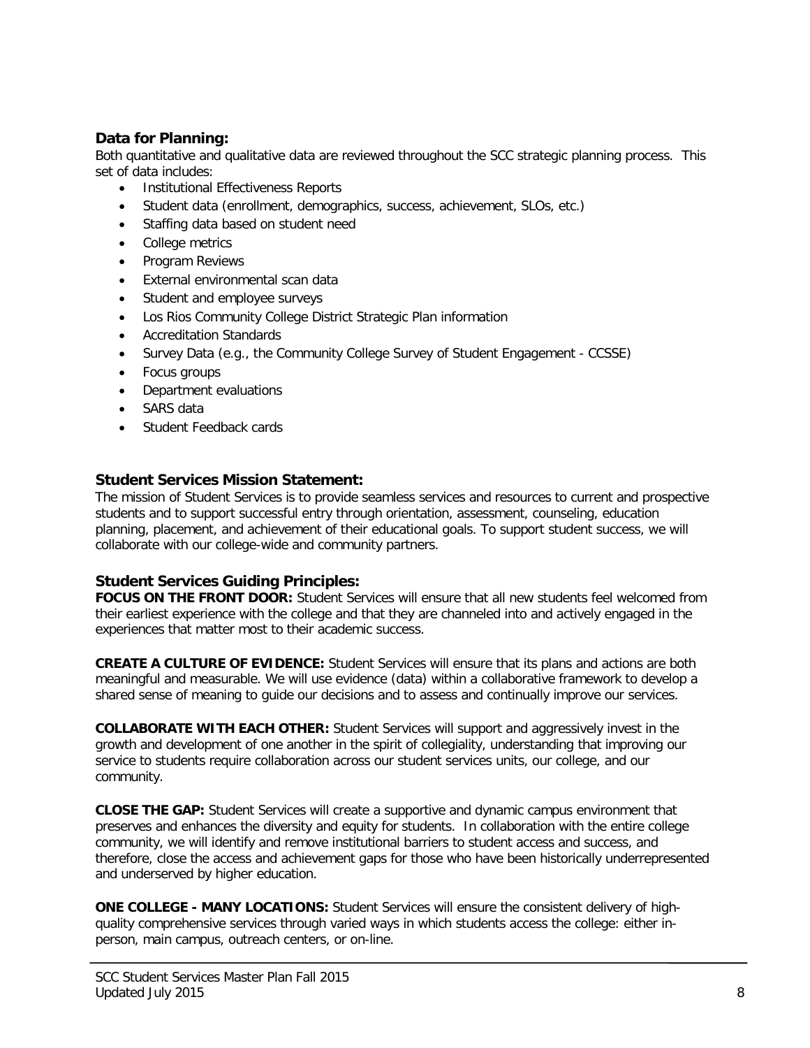### Data for Planning:

Both quantitative and qualitative data are reviewed throughout the SCC strategic planning process. This set of data includes:

- Institutional Effectiveness Reports
- Student data (enrollment, demographics, success, achievement, SLOs, etc.)
- Staffing data based on student need
- College metrics
- Program Reviews
- External environmental scan data
- Student and employee surveys
- Los Rios Community College District Strategic Plan information
- Accreditation Standards
- Survey Data (e.g., the Community College Survey of Student Engagement - CCSSE)
- Focus groups
- Department evaluations
- SARS data
- Student Feedback cards

### Student Services Mission Statement:

The mission of Student Services is to provide seamless services and resources to current and prospective students and to support successful entry through orientation, assessment, counseling, education planning, placement, and achievement of their educational goals. To support student success, we will collaborate with our college-wide and community partners.

### Student Services Guiding Principles:

**FOCUS ON THE FRONT DOOR:** Student Services will ensure that all new students feel welcomed from their earliest experience with the college and that they are channeled into and actively engaged in the experiences that matter most to their academic success.

**CREATE A CULTURE OF EVIDENCE:** Student Services will ensure that its plans and actions are both meaningful and measurable. We will use evidence (data) within a collaborative framework to develop a shared sense of meaning to guide our decisions and to assess and continually improve our services.

**COLLABORATE WITH EACH OTHER:** Student Services will support and aggressively invest in the growth and development of one another in the spirit of collegiality, understanding that improving our service to students require collaboration across our student services units, our college, and our community.

**CLOSE THE GAP:** Student Services will create a supportive and dynamic campus environment that preserves and enhances the diversity and equity for students. In collaboration with the entire college community, we will identify and remove institutional barriers to student access and success, and therefore, close the access and achievement gaps for those who have been historically underrepresented and underserved by higher education.

**ONE COLLEGE - MANY LOCATIONS:** Student Services will ensure the consistent delivery of high-quality comprehensive services through varied ways in which students access the college: either in-person, main campus, outreach centers, or on-line.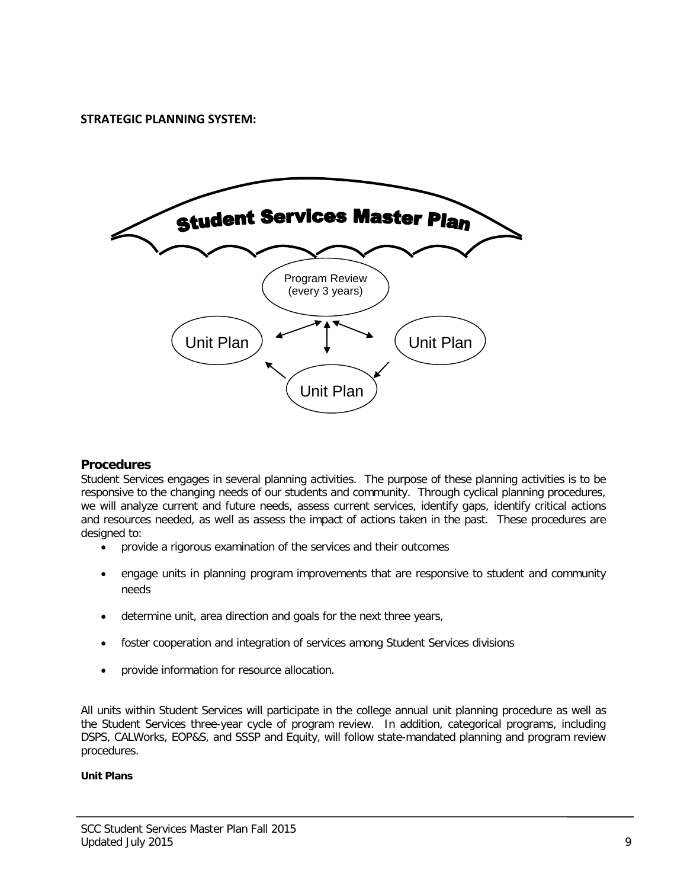**STRATEGIC PLANNING SYSTEM:**

Student Services Master Plan

Program Review (every 3 years)

Unit Plan

Unit Plan

Unit Plan

## Procedures

Student Services engages in several planning activities. The purpose of these planning activities is to be responsive to the changing needs of our students and community. Through cyclical planning procedures, we will analyze current and future needs, assess current services, identify gaps, identify critical actions and resources needed, as well as assess the impact of actions taken in the past. These procedures are designed to:

- provide a rigorous examination of the services and their outcomes
- engage units in planning program improvements that are responsive to student and community needs
- determine unit, area direction and goals for the next three years,
- foster cooperation and integration of services among Student Services divisions
- provide information for resource allocation.

All units within Student Services will participate in the college annual unit planning procedure as well as the Student Services three-year cycle of program review. In addition, categorical programs, including DSPS, CALWorks, EOP&S, and SSSP and Equity, will follow state-mandated planning and program review procedures.

**Unit Plans**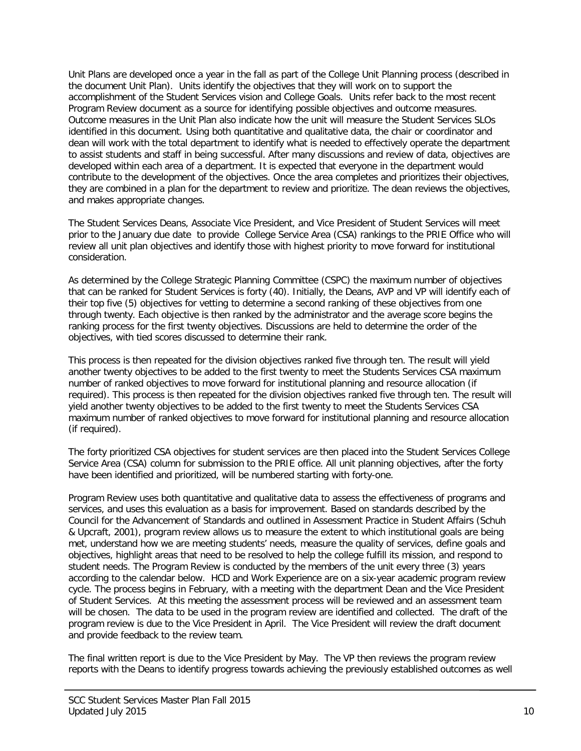Unit Plans are developed once a year in the fall as part of the College Unit Planning process (described in the document Unit Plan). Units identify the objectives that they will work on to support the accomplishment of the Student Services vision and College Goals. Units refer back to the most recent Program Review document as a source for identifying possible objectives and outcome measures. Outcome measures in the Unit Plan also indicate how the unit will measure the Student Services SLOs identified in this document. Using both quantitative and qualitative data, the chair or coordinator and dean will work with the total department to identify what is needed to effectively operate the department to assist students and staff in being successful. After many discussions and review of data, objectives are developed within each area of a department. It is expected that everyone in the department would contribute to the development of the objectives. Once the area completes and prioritizes their objectives, they are combined in a plan for the department to review and prioritize. The dean reviews the objectives, and makes appropriate changes.

The Student Services Deans, Associate Vice President, and Vice President of Student Services will meet prior to the January due date to provide College Service Area (CSA) rankings to the PRIE Office who will review all unit plan objectives and identify those with highest priority to move forward for institutional consideration.

As determined by the College Strategic Planning Committee (CSPC) the maximum number of objectives that can be ranked for Student Services is forty (40). Initially, the Deans, AVP and VP will identify each of their top five (5) objectives for vetting to determine a second ranking of these objectives from one through twenty. Each objective is then ranked by the administrator and the average score begins the ranking process for the first twenty objectives. Discussions are held to determine the order of the objectives, with tied scores discussed to determine their rank.

This process is then repeated for the division objectives ranked five through ten. The result will yield another twenty objectives to be added to the first twenty to meet the Students Services CSA maximum number of ranked objectives to move forward for institutional planning and resource allocation (if required). This process is then repeated for the division objectives ranked five through ten. The result will yield another twenty objectives to be added to the first twenty to meet the Students Services CSA maximum number of ranked objectives to move forward for institutional planning and resource allocation (if required).

The forty prioritized CSA objectives for student services are then placed into the Student Services College Service Area (CSA) column for submission to the PRIE office. All unit planning objectives, after the forty have been identified and prioritized, will be numbered starting with forty-one.

Program Review uses both quantitative and qualitative data to assess the effectiveness of programs and services, and uses this evaluation as a basis for improvement. Based on standards described by the Council for the Advancement of Standards and outlined in Assessment Practice in Student Affairs (Schuh & Upcraft, 2001), program review allows us to measure the extent to which institutional goals are being met, understand how we are meeting students' needs, measure the quality of services, define goals and objectives, highlight areas that need to be resolved to help the college fulfill its mission, and respond to student needs. The Program Review is conducted by the members of the unit every three (3) years according to the calendar below. HCD and Work Experience are on a six-year academic program review cycle. The process begins in February, with a meeting with the department Dean and the Vice President of Student Services. At this meeting the assessment process will be reviewed and an assessment team will be chosen. The data to be used in the program review are identified and collected. The draft of the program review is due to the Vice President in April. The Vice President will review the draft document and provide feedback to the review team.

The final written report is due to the Vice President by May. The VP then reviews the program review reports with the Deans to identify progress towards achieving the previously established outcomes as well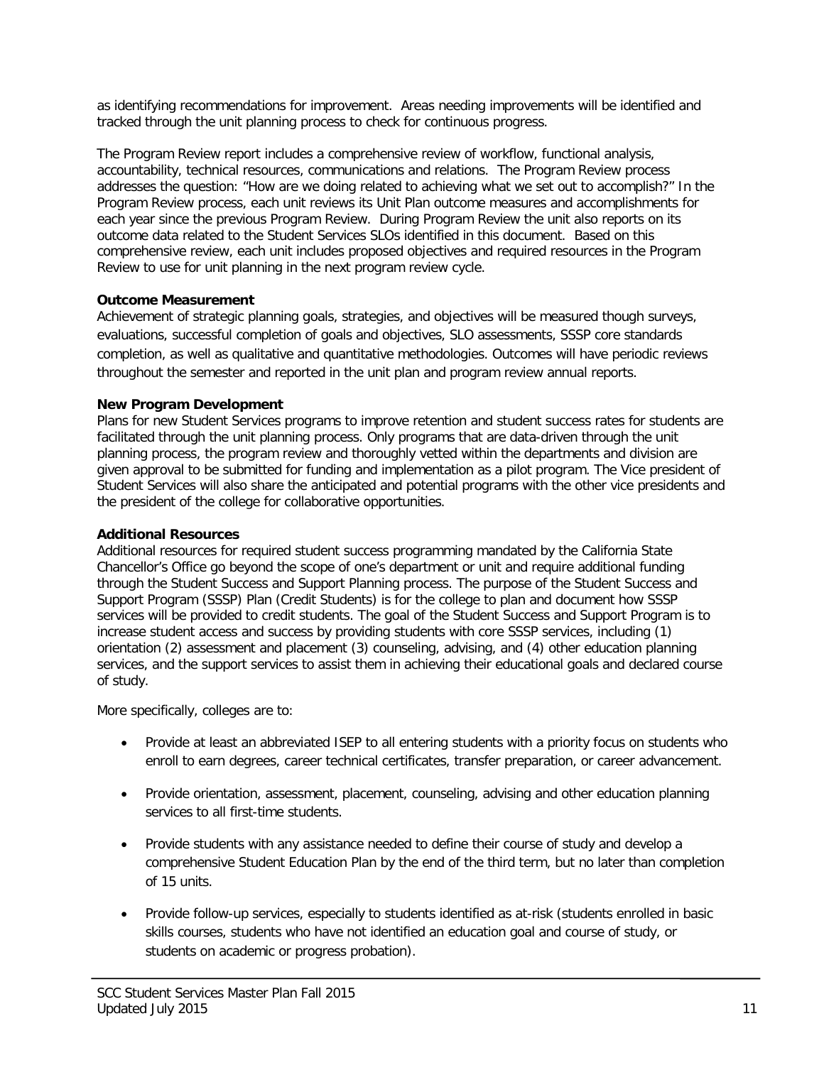as identifying recommendations for improvement. Areas needing improvements will be identified and tracked through the unit planning process to check for continuous progress.

The Program Review report includes a comprehensive review of workflow, functional analysis, accountability, technical resources, communications and relations. The Program Review process addresses the question: "How are we doing related to achieving what we set out to accomplish?" In the Program Review process, each unit reviews its Unit Plan outcome measures and accomplishments for each year since the previous Program Review. During Program Review the unit also reports on its outcome data related to the Student Services SLOs identified in this document. Based on this comprehensive review, each unit includes proposed objectives and required resources in the Program Review to use for unit planning in the next program review cycle.

**Outcome Measurement**

Achievement of strategic planning goals, strategies, and objectives will be measured though surveys, evaluations, successful completion of goals and objectives, SLO assessments, SSSP core standards completion, as well as qualitative and quantitative methodologies. Outcomes will have periodic reviews throughout the semester and reported in the unit plan and program review annual reports.

**New Program Development**

Plans for new Student Services programs to improve retention and student success rates for students are facilitated through the unit planning process. Only programs that are data-driven through the unit planning process, the program review and thoroughly vetted within the departments and division are given approval to be submitted for funding and implementation as a pilot program. The Vice president of Student Services will also share the anticipated and potential programs with the other vice presidents and the president of the college for collaborative opportunities.

**Additional Resources**

Additional resources for required student success programming mandated by the California State Chancellor's Office go beyond the scope of one's department or unit and require additional funding through the Student Success and Support Planning process. The purpose of the Student Success and Support Program (SSSP) Plan (Credit Students) is for the college to plan and document how SSSP services will be provided to credit students. The goal of the Student Success and Support Program is to increase student access and success by providing students with core SSSP services, including (1) orientation (2) assessment and placement (3) counseling, advising, and (4) other education planning services, and the support services to assist them in achieving their educational goals and declared course of study.

More specifically, colleges are to:

- Provide at least an abbreviated ISEP to all entering students with a priority focus on students who enroll to earn degrees, career technical certificates, transfer preparation, or career advancement.
- Provide orientation, assessment, placement, counseling, advising and other education planning services to all first-time students.
- Provide students with any assistance needed to define their course of study and develop a comprehensive Student Education Plan by the end of the third term, but no later than completion of 15 units.
- Provide follow-up services, especially to students identified as at-risk (students enrolled in basic skills courses, students who have not identified an education goal and course of study, or students on academic or progress probation).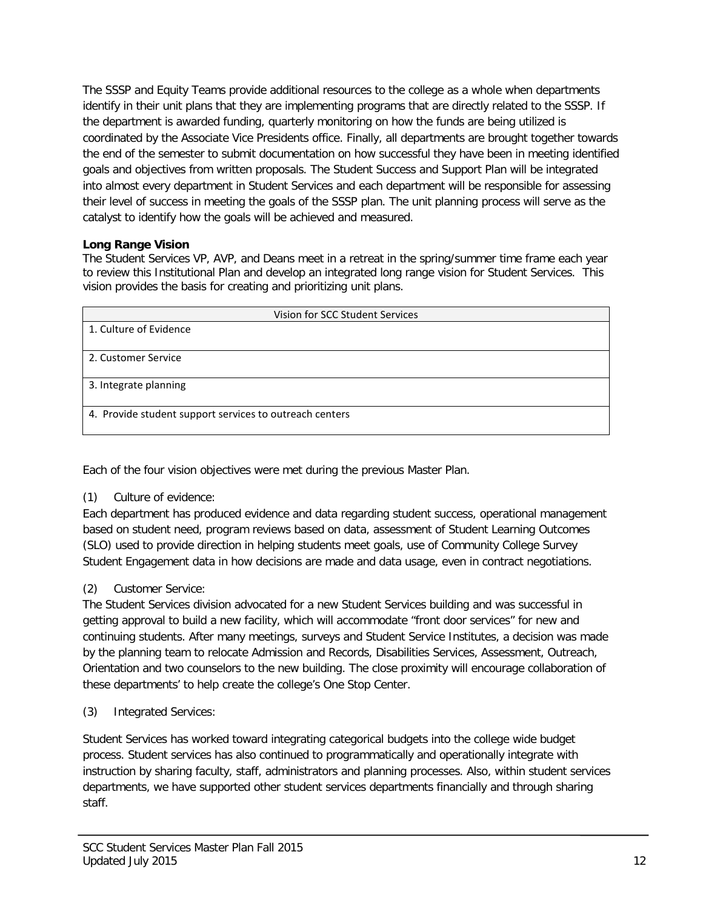The SSSP and Equity Teams provide additional resources to the college as a whole when departments identify in their unit plans that they are implementing programs that are directly related to the SSSP. If the department is awarded funding, quarterly monitoring on how the funds are being utilized is coordinated by the Associate Vice Presidents office. Finally, all departments are brought together towards the end of the semester to submit documentation on how successful they have been in meeting identified goals and objectives from written proposals. The Student Success and Support Plan will be integrated into almost every department in Student Services and each department will be responsible for assessing their level of success in meeting the goals of the SSSP plan. The unit planning process will serve as the catalyst to identify how the goals will be achieved and measured.

**Long Range Vision**

The Student Services VP, AVP, and Deans meet in a retreat in the spring/summer time frame each year to review this Institutional Plan and develop an integrated long range vision for Student Services. This vision provides the basis for creating and prioritizing unit plans.

| Vision for SCC Student Services |
|---|
| 1. Culture of Evidence |
| 2. Customer Service |
| 3. Integrate planning |
| 4. Provide student support services to outreach centers |

Each of the four vision objectives were met during the previous Master Plan.

(1) Culture of evidence:

Each department has produced evidence and data regarding student success, operational management based on student need, program reviews based on data, assessment of Student Learning Outcomes (SLO) used to provide direction in helping students meet goals, use of Community College Survey Student Engagement data in how decisions are made and data usage, even in contract negotiations.

(2) Customer Service:

The Student Services division advocated for a new Student Services building and was successful in getting approval to build a new facility, which will accommodate "front door services" for new and continuing students. After many meetings, surveys and Student Service Institutes, a decision was made by the planning team to relocate Admission and Records, Disabilities Services, Assessment, Outreach, Orientation and two counselors to the new building. The close proximity will encourage collaboration of these departments' to help create the college's One Stop Center.

(3) Integrated Services:

Student Services has worked toward integrating categorical budgets into the college wide budget process. Student services has also continued to programmatically and operationally integrate with instruction by sharing faculty, staff, administrators and planning processes. Also, within student services departments, we have supported other student services departments financially and through sharing staff.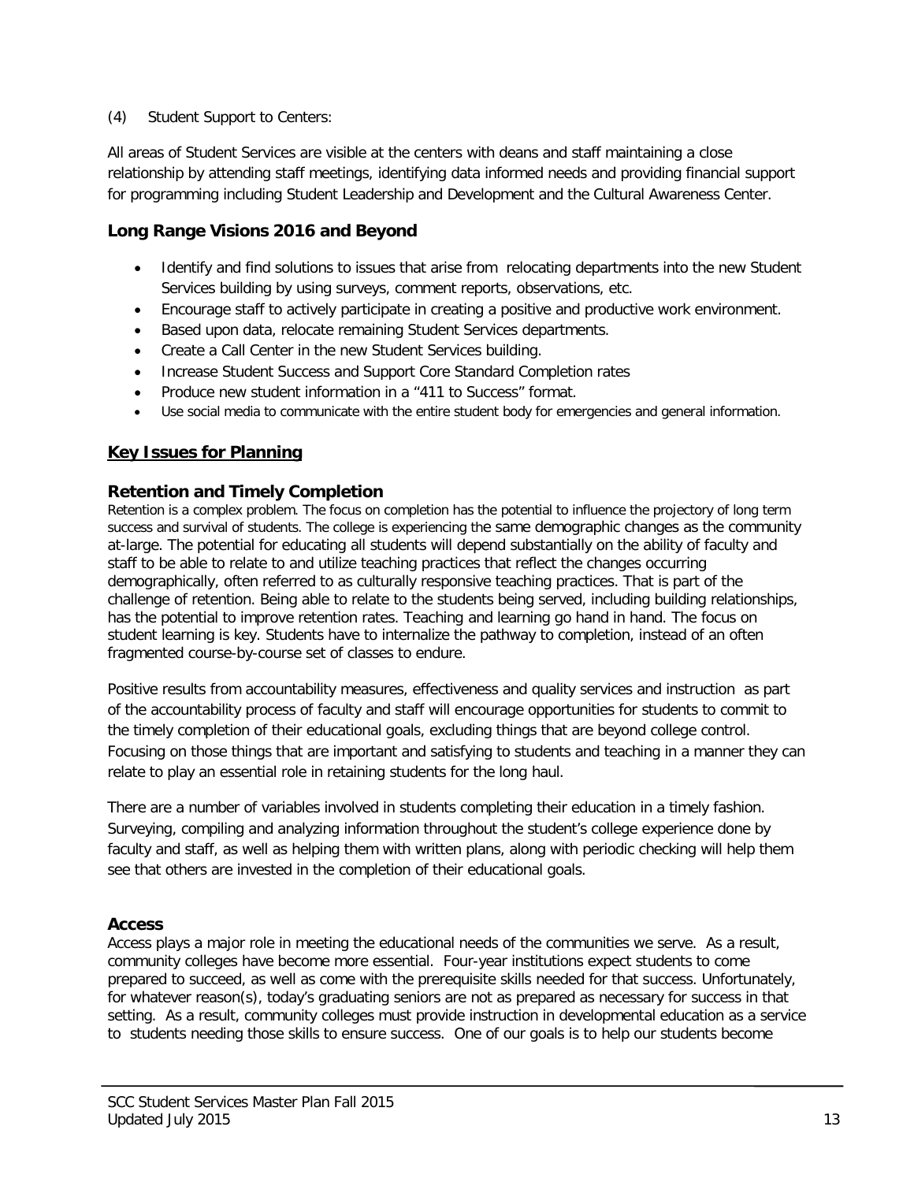(4) Student Support to Centers:

All areas of Student Services are visible at the centers with deans and staff maintaining a close relationship by attending staff meetings, identifying data informed needs and providing financial support for programming including Student Leadership and Development and the Cultural Awareness Center.

### Long Range Visions 2016 and Beyond

- Identify and find solutions to issues that arise from relocating departments into the new Student Services building by using surveys, comment reports, observations, etc.
- Encourage staff to actively participate in creating a positive and productive work environment.
- Based upon data, relocate remaining Student Services departments.
- Create a Call Center in the new Student Services building.
- Increase Student Success and Support Core Standard Completion rates
- Produce new student information in a "411 to Success" format.
- Use social media to communicate with the entire student body for emergencies and general information.

## Key Issues for Planning

### Retention and Timely Completion

Retention is a complex problem. The focus on completion has the potential to influence the projectory of long term success and survival of students. The college is experiencing the same demographic changes as the community at-large. The potential for educating all students will depend substantially on the ability of faculty and staff to be able to relate to and utilize teaching practices that reflect the changes occurring demographically, often referred to as culturally responsive teaching practices. That is part of the challenge of retention. Being able to relate to the students being served, including building relationships, has the potential to improve retention rates. Teaching and learning go hand in hand. The focus on student learning is key. Students have to internalize the pathway to completion, instead of an often fragmented course-by-course set of classes to endure.

Positive results from accountability measures, effectiveness and quality services and instruction as part of the accountability process of faculty and staff will encourage opportunities for students to commit to the timely completion of their educational goals, excluding things that are beyond college control. Focusing on those things that are important and satisfying to students and teaching in a manner they can relate to play an essential role in retaining students for the long haul.

There are a number of variables involved in students completing their education in a timely fashion. Surveying, compiling and analyzing information throughout the student's college experience done by faculty and staff, as well as helping them with written plans, along with periodic checking will help them see that others are invested in the completion of their educational goals.

### Access

Access plays a major role in meeting the educational needs of the communities we serve. As a result, community colleges have become more essential. Four-year institutions expect students to come prepared to succeed, as well as come with the prerequisite skills needed for that success. Unfortunately, for whatever reason(s), today's graduating seniors are not as prepared as necessary for success in that setting. As a result, community colleges must provide instruction in developmental education as a service to students needing those skills to ensure success. One of our goals is to help our students become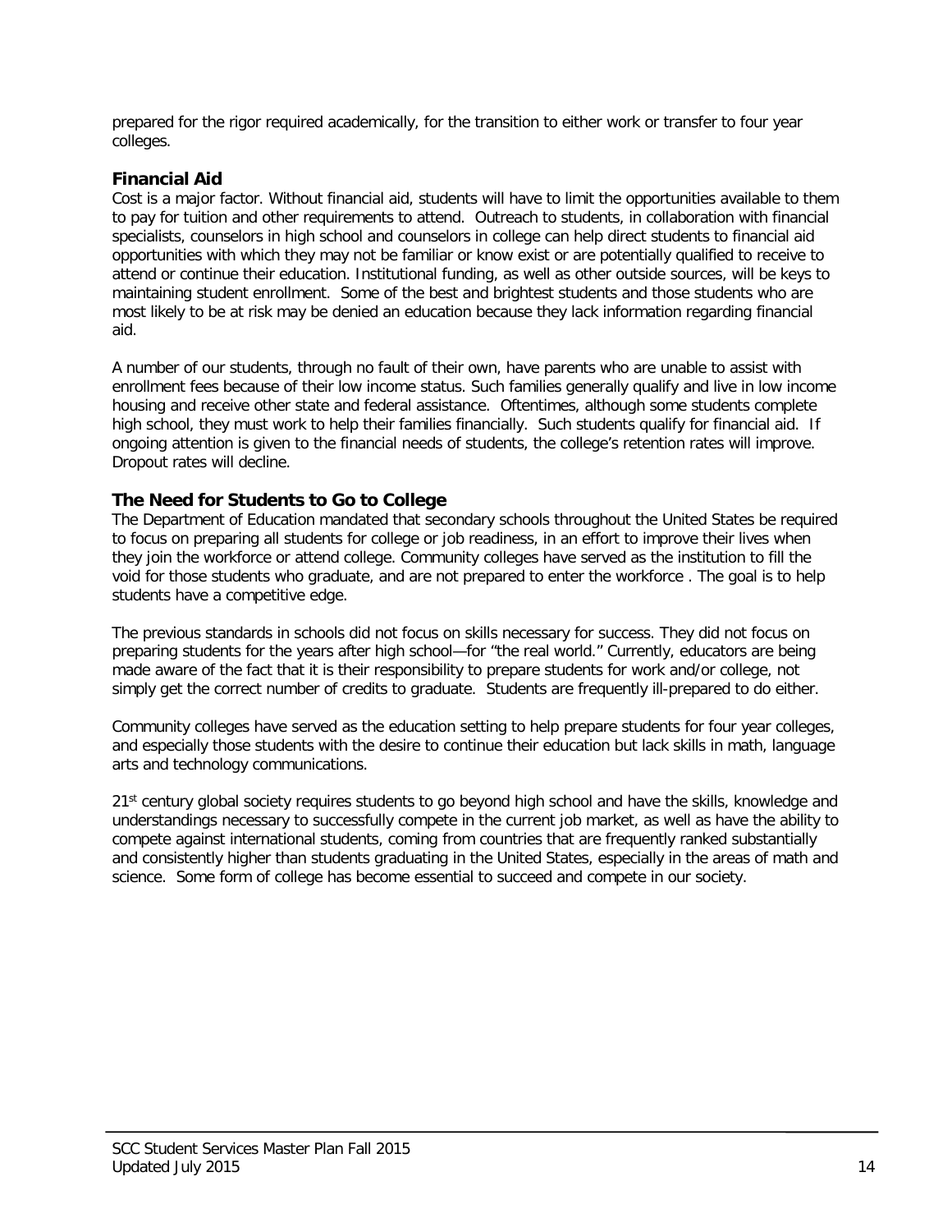prepared for the rigor required academically, for the transition to either work or transfer to four year colleges.

### Financial Aid

Cost is a major factor. Without financial aid, students will have to limit the opportunities available to them to pay for tuition and other requirements to attend. Outreach to students, in collaboration with financial specialists, counselors in high school and counselors in college can help direct students to financial aid opportunities with which they may not be familiar or know exist or are potentially qualified to receive to attend or continue their education. Institutional funding, as well as other outside sources, will be keys to maintaining student enrollment. Some of the best and brightest students and those students who are most likely to be at risk may be denied an education because they lack information regarding financial aid.

A number of our students, through no fault of their own, have parents who are unable to assist with enrollment fees because of their low income status. Such families generally qualify and live in low income housing and receive other state and federal assistance. Oftentimes, although some students complete high school, they must work to help their families financially. Such students qualify for financial aid. If ongoing attention is given to the financial needs of students, the college's retention rates will improve. Dropout rates will decline.

### The Need for Students to Go to College

The Department of Education mandated that secondary schools throughout the United States be required to focus on preparing all students for college or job readiness, in an effort to improve their lives when they join the workforce or attend college. Community colleges have served as the institution to fill the void for those students who graduate, and are not prepared to enter the workforce . The goal is to help students have a competitive edge.

The previous standards in schools did not focus on skills necessary for success. They did not focus on preparing students for the years after high school—for "the real world." Currently, educators are being made aware of the fact that it is their responsibility to prepare students for work and/or college, not simply get the correct number of credits to graduate. Students are frequently ill-prepared to do either.

Community colleges have served as the education setting to help prepare students for four year colleges, and especially those students with the desire to continue their education but lack skills in math, language arts and technology communications.

21st century global society requires students to go beyond high school and have the skills, knowledge and understandings necessary to successfully compete in the current job market, as well as have the ability to compete against international students, coming from countries that are frequently ranked substantially and consistently higher than students graduating in the United States, especially in the areas of math and science. Some form of college has become essential to succeed and compete in our society.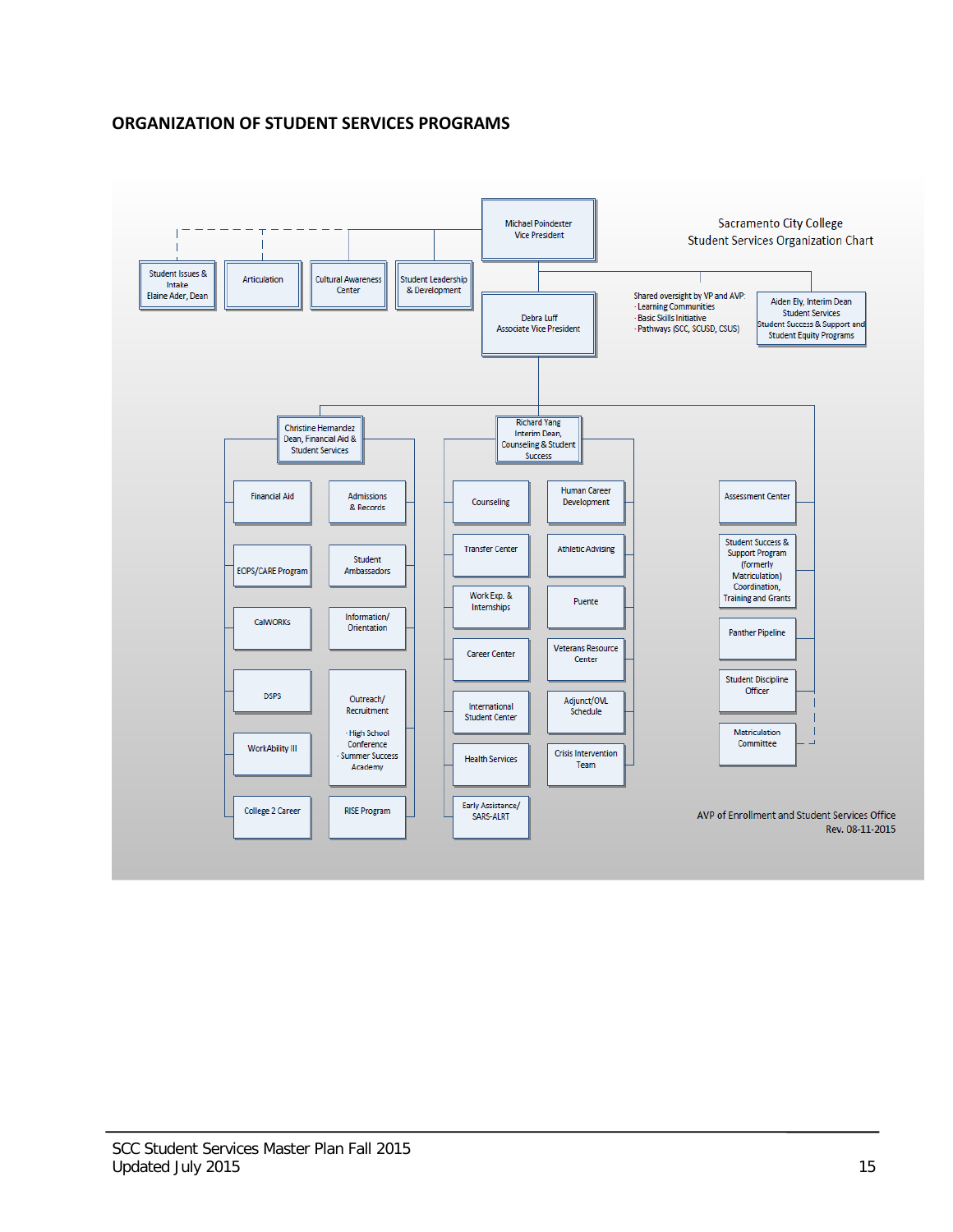## ORGANIZATION OF STUDENT SERVICES PROGRAMS

Sacramento City College
Student Services Organization Chart

- Michael Poindexter, Vice President
  - Student Issues & Intake, Elaine Ader, Dean
  - Articulation
  - Cultural Awareness Center
  - Student Leadership & Development
  - Aiden Ely, Interim Dean, Student Services, Student Success & Support and Student Equity Programs
    - Shared oversight by VP and AVP:
      - Learning Communities
      - Basic Skills Initiative
      - Pathways (SCC, SCUSD, CSUS)
  - Debra Luff, Associate Vice President
    - Christine Hernandez, Dean, Financial Aid & Student Services
      - Financial Aid
      - Admissions & Records
      - EOPS/CARE Program
      - Student Ambassadors
      - CalWORKs
      - Information/Orientation
      - DSPS
      - Outreach/Recruitment
        - High School Conference
        - Summer Success Academy
      - WorkAbility III
      - College 2 Career
      - RISE Program
    - Richard Yang, Interim Dean, Counseling & Student Success
      - Counseling
      - Human Career Development
      - Transfer Center
      - Athletic Advising
      - Work Exp. & Internships
      - Puente
      - Career Center
      - Veterans Resource Center
      - International Student Center
      - Adjunct/OVL Schedule
      - Health Services
      - Crisis Intervention Team
      - Early Assistance/SARS-ALRT
    - Assessment Center
    - Student Success & Support Program (formerly Matriculation) Coordination, Training and Grants
    - Panther Pipeline
    - Student Discipline Officer
    - Matriculation Committee

AVP of Enrollment and Student Services Office
Rev. 08-11-2015

SCC Student Services Master Plan Fall 2015
Updated July 2015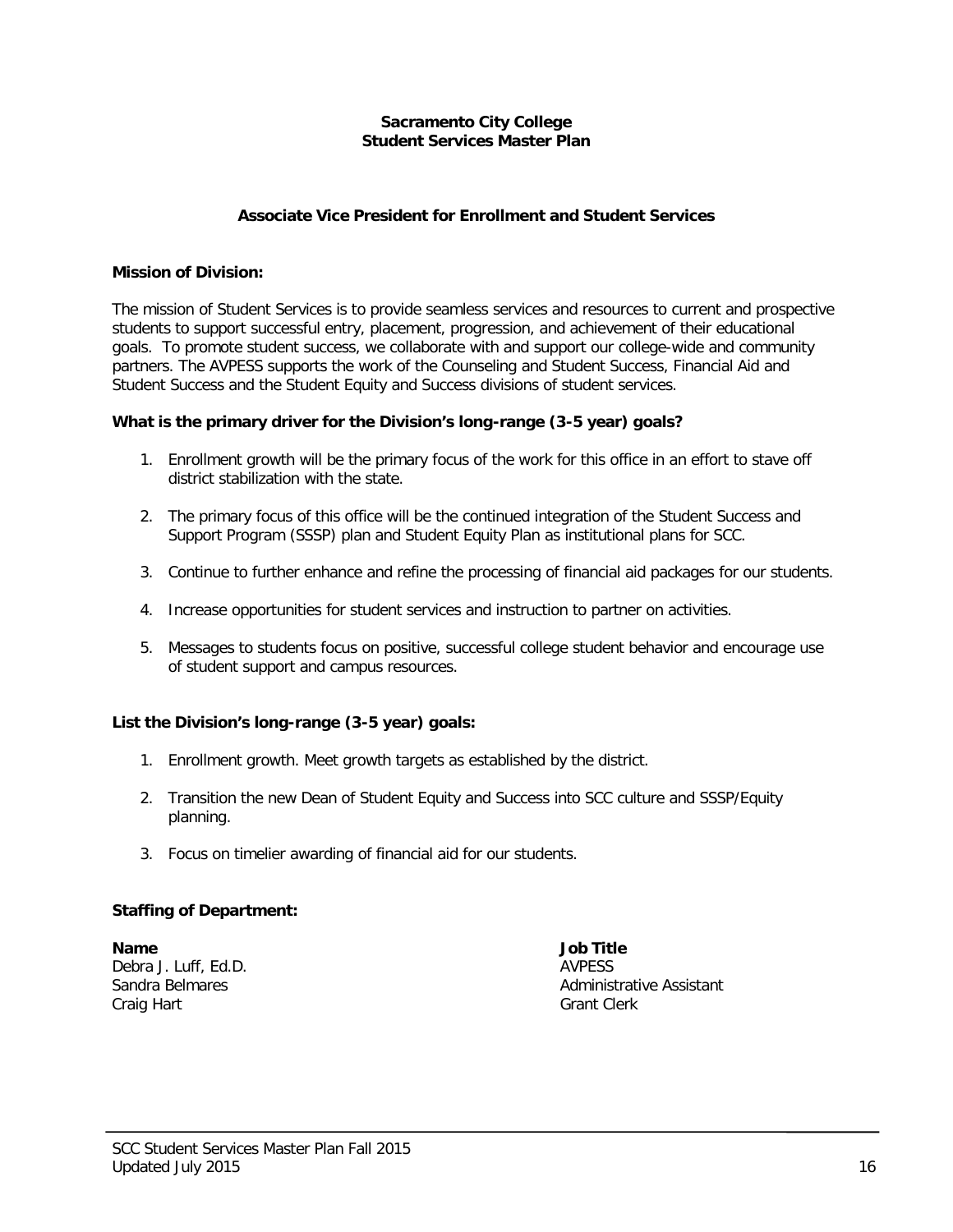**Sacramento City College**
**Student Services Master Plan**

## Associate Vice President for Enrollment and Student Services

**Mission of Division:**

The mission of Student Services is to provide seamless services and resources to current and prospective students to support successful entry, placement, progression, and achievement of their educational goals. To promote student success, we collaborate with and support our college-wide and community partners. The AVPESS supports the work of the Counseling and Student Success, Financial Aid and Student Success and the Student Equity and Success divisions of student services.

**What is the primary driver for the Division's long-range (3-5 year) goals?**

1. Enrollment growth will be the primary focus of the work for this office in an effort to stave off district stabilization with the state.
2. The primary focus of this office will be the continued integration of the Student Success and Support Program (SSSP) plan and Student Equity Plan as institutional plans for SCC.
3. Continue to further enhance and refine the processing of financial aid packages for our students.
4. Increase opportunities for student services and instruction to partner on activities.
5. Messages to students focus on positive, successful college student behavior and encourage use of student support and campus resources.

**List the Division's long-range (3-5 year) goals:**

1. Enrollment growth. Meet growth targets as established by the district.
2. Transition the new Dean of Student Equity and Success into SCC culture and SSSP/Equity planning.
3. Focus on timelier awarding of financial aid for our students.

**Staffing of Department:**

| Name | Job Title |
|---|---|
| Debra J. Luff, Ed.D. | AVPESS |
| Sandra Belmares | Administrative Assistant |
| Craig Hart | Grant Clerk |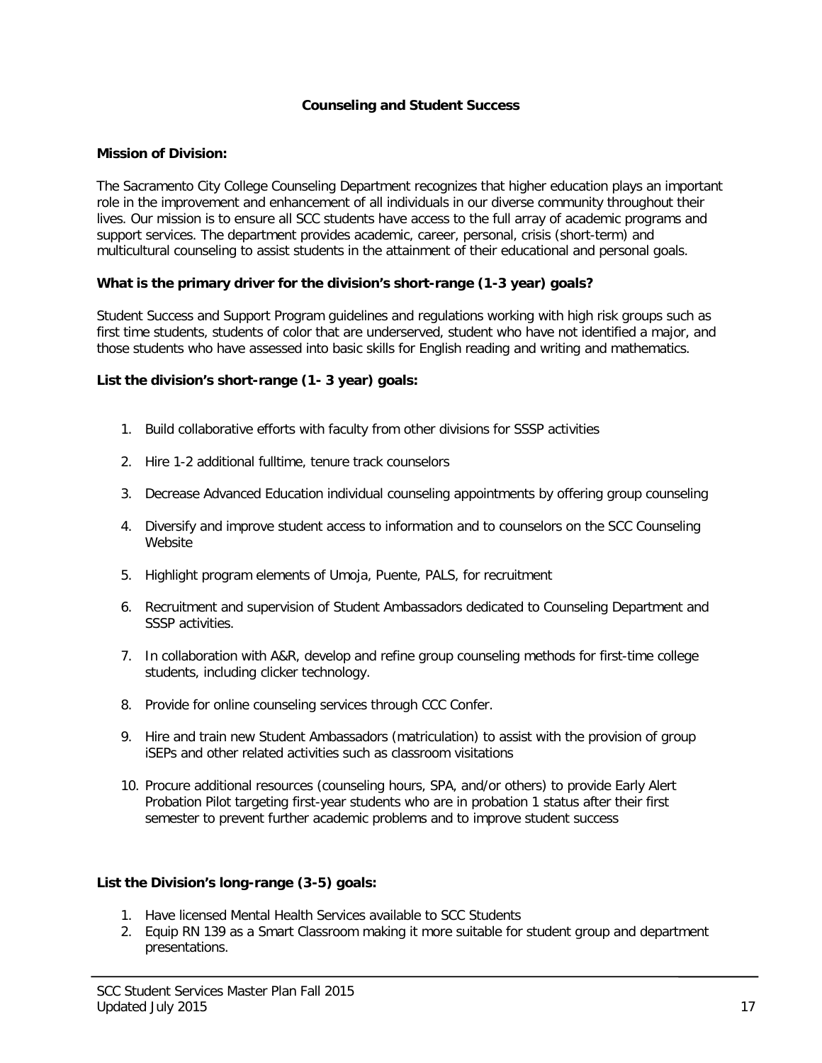## Counseling and Student Success

**Mission of Division:**

The Sacramento City College Counseling Department recognizes that higher education plays an important role in the improvement and enhancement of all individuals in our diverse community throughout their lives. Our mission is to ensure all SCC students have access to the full array of academic programs and support services. The department provides academic, career, personal, crisis (short-term) and multicultural counseling to assist students in the attainment of their educational and personal goals.

**What is the primary driver for the division's short-range (1-3 year) goals?**

Student Success and Support Program guidelines and regulations working with high risk groups such as first time students, students of color that are underserved, student who have not identified a major, and those students who have assessed into basic skills for English reading and writing and mathematics.

**List the division's short-range (1- 3 year) goals:**

1. Build collaborative efforts with faculty from other divisions for SSSP activities
2. Hire 1-2 additional fulltime, tenure track counselors
3. Decrease Advanced Education individual counseling appointments by offering group counseling
4. Diversify and improve student access to information and to counselors on the SCC Counseling Website
5. Highlight program elements of Umoja, Puente, PALS, for recruitment
6. Recruitment and supervision of Student Ambassadors dedicated to Counseling Department and SSSP activities.
7. In collaboration with A&R, develop and refine group counseling methods for first-time college students, including clicker technology.
8. Provide for online counseling services through CCC Confer.
9. Hire and train new Student Ambassadors (matriculation) to assist with the provision of group iSEPs and other related activities such as classroom visitations
10. Procure additional resources (counseling hours, SPA, and/or others) to provide Early Alert Probation Pilot targeting first-year students who are in probation 1 status after their first semester to prevent further academic problems and to improve student success

**List the Division's long-range (3-5) goals:**

1. Have licensed Mental Health Services available to SCC Students
2. Equip RN 139 as a Smart Classroom making it more suitable for student group and department presentations.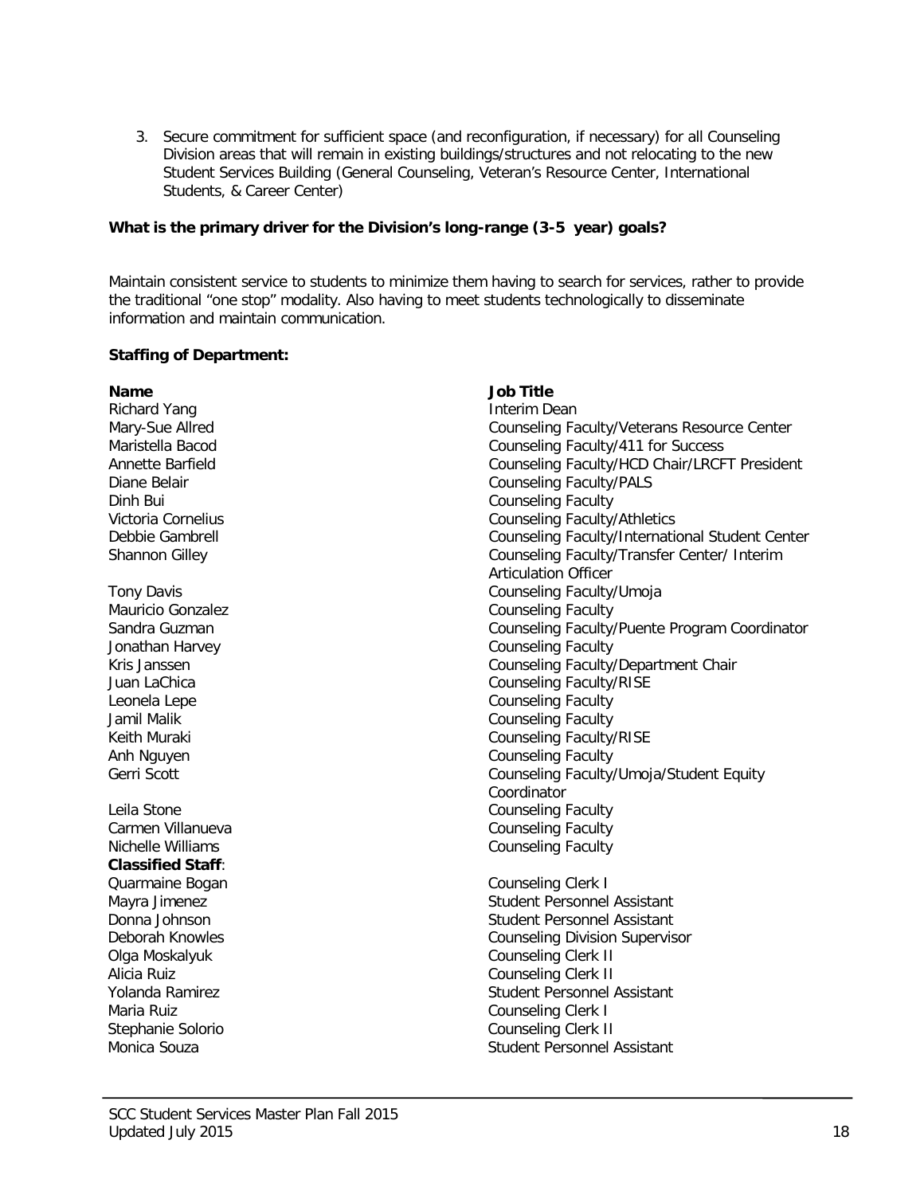3. Secure commitment for sufficient space (and reconfiguration, if necessary) for all Counseling Division areas that will remain in existing buildings/structures and not relocating to the new Student Services Building (General Counseling, Veteran's Resource Center, International Students, & Career Center)

**What is the primary driver for the Division's long-range (3-5 year) goals?**

Maintain consistent service to students to minimize them having to search for services, rather to provide the traditional "one stop" modality. Also having to meet students technologically to disseminate information and maintain communication.

**Staffing of Department:**

| **Name** | **Job Title** |
|---|---|
| Richard Yang | Interim Dean |
| Mary-Sue Allred | Counseling Faculty/Veterans Resource Center |
| Maristella Bacod | Counseling Faculty/411 for Success |
| Annette Barfield | Counseling Faculty/HCD Chair/LRCFT President |
| Diane Belair | Counseling Faculty/PALS |
| Dinh Bui | Counseling Faculty |
| Victoria Cornelius | Counseling Faculty/Athletics |
| Debbie Gambrell | Counseling Faculty/International Student Center |
| Shannon Gilley | Counseling Faculty/Transfer Center/ Interim Articulation Officer |
| Tony Davis | Counseling Faculty/Umoja |
| Mauricio Gonzalez | Counseling Faculty |
| Sandra Guzman | Counseling Faculty/Puente Program Coordinator |
| Jonathan Harvey | Counseling Faculty |
| Kris Janssen | Counseling Faculty/Department Chair |
| Juan LaChica | Counseling Faculty/RISE |
| Leonela Lepe | Counseling Faculty |
| Jamil Malik | Counseling Faculty |
| Keith Muraki | Counseling Faculty/RISE |
| Anh Nguyen | Counseling Faculty |
| Gerri Scott | Counseling Faculty/Umoja/Student Equity Coordinator |
| Leila Stone | Counseling Faculty |
| Carmen Villanueva | Counseling Faculty |
| Nichelle Williams | Counseling Faculty |
| **Classified Staff**: | |
| Quarmaine Bogan | Counseling Clerk I |
| Mayra Jimenez | Student Personnel Assistant |
| Donna Johnson | Student Personnel Assistant |
| Deborah Knowles | Counseling Division Supervisor |
| Olga Moskalyuk | Counseling Clerk II |
| Alicia Ruiz | Counseling Clerk II |
| Yolanda Ramirez | Student Personnel Assistant |
| Maria Ruiz | Counseling Clerk I |
| Stephanie Solorio | Counseling Clerk II |
| Monica Souza | Student Personnel Assistant |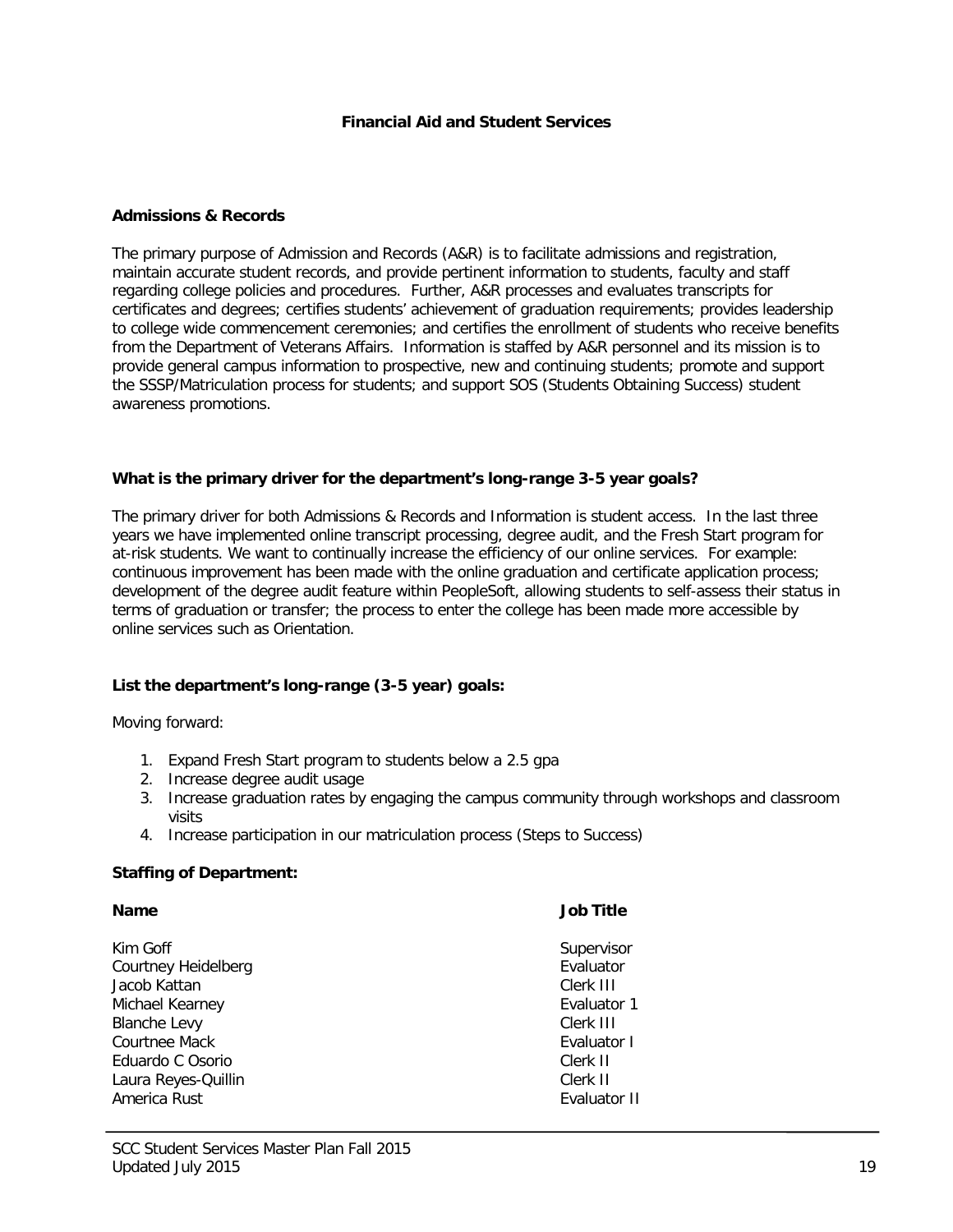# Financial Aid and Student Services

## Admissions & Records

The primary purpose of Admission and Records (A&R) is to facilitate admissions and registration, maintain accurate student records, and provide pertinent information to students, faculty and staff regarding college policies and procedures. Further, A&R processes and evaluates transcripts for certificates and degrees; certifies students' achievement of graduation requirements; provides leadership to college wide commencement ceremonies; and certifies the enrollment of students who receive benefits from the Department of Veterans Affairs. Information is staffed by A&R personnel and its mission is to provide general campus information to prospective, new and continuing students; promote and support the SSSP/Matriculation process for students; and support SOS (Students Obtaining Success) student awareness promotions.

**What is the primary driver for the department's long-range 3-5 year goals?**

The primary driver for both Admissions & Records and Information is student access. In the last three years we have implemented online transcript processing, degree audit, and the Fresh Start program for at-risk students. We want to continually increase the efficiency of our online services. For example: continuous improvement has been made with the online graduation and certificate application process; development of the degree audit feature within PeopleSoft, allowing students to self-assess their status in terms of graduation or transfer; the process to enter the college has been made more accessible by online services such as Orientation.

**List the department's long-range (3-5 year) goals:**

Moving forward:

1. Expand Fresh Start program to students below a 2.5 gpa
2. Increase degree audit usage
3. Increase graduation rates by engaging the campus community through workshops and classroom visits
4. Increase participation in our matriculation process (Steps to Success)

**Staffing of Department:**

| Name | Job Title |
| --- | --- |
| Kim Goff | Supervisor |
| Courtney Heidelberg | Evaluator |
| Jacob Kattan | Clerk III |
| Michael Kearney | Evaluator 1 |
| Blanche Levy | Clerk III |
| Courtnee Mack | Evaluator I |
| Eduardo C Osorio | Clerk II |
| Laura Reyes-Quillin | Clerk II |
| America Rust | Evaluator II |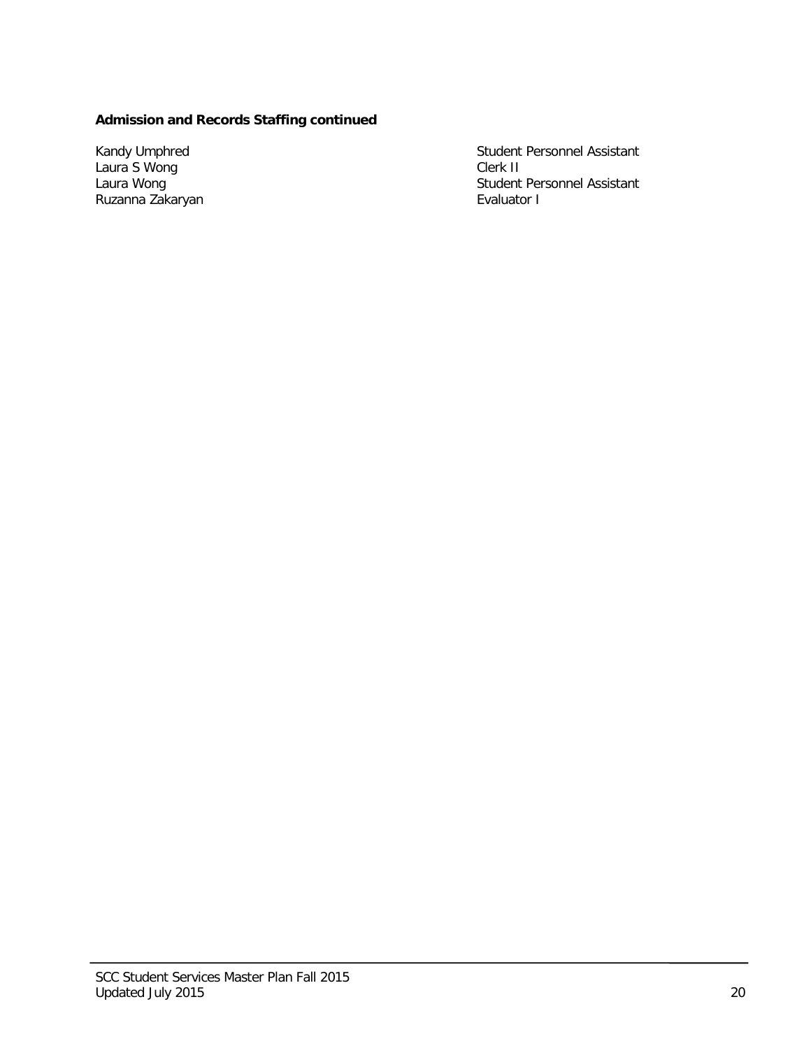**Admission and Records Staffing continued**

| | |
|---|---|
| Kandy Umphred | Student Personnel Assistant |
| Laura S Wong | Clerk II |
| Laura Wong | Student Personnel Assistant |
| Ruzanna Zakaryan | Evaluator I |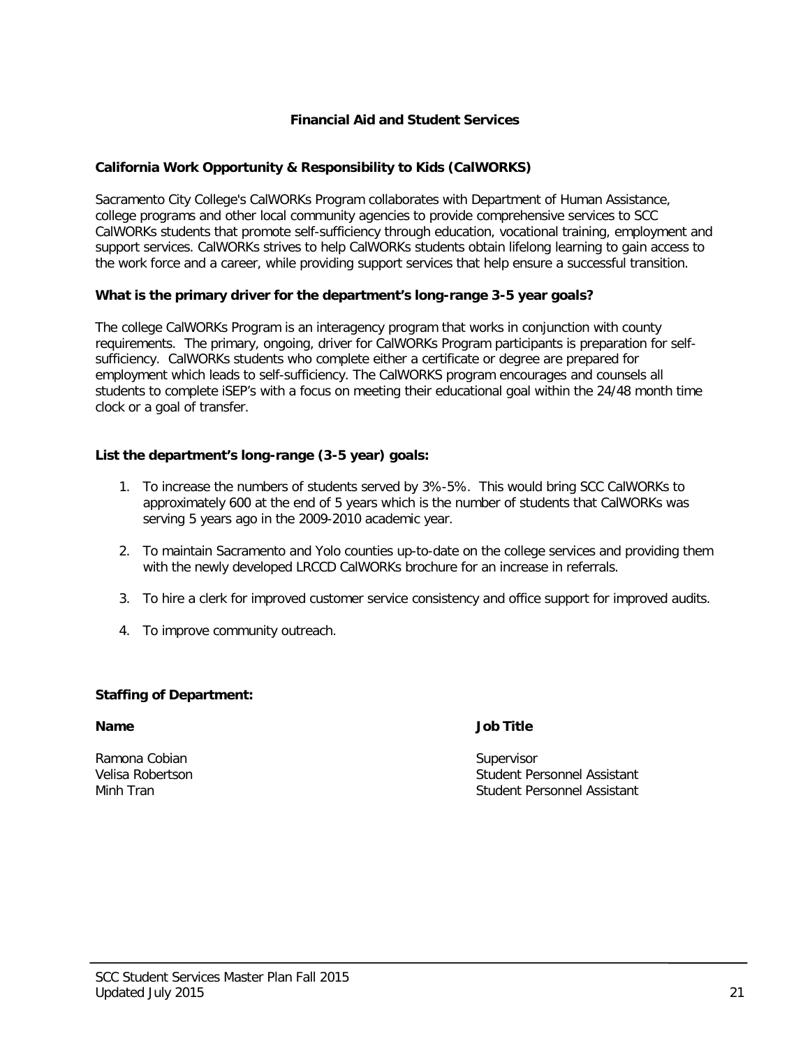## Financial Aid and Student Services

### California Work Opportunity & Responsibility to Kids (CalWORKS)

Sacramento City College's CalWORKs Program collaborates with Department of Human Assistance, college programs and other local community agencies to provide comprehensive services to SCC CalWORKs students that promote self-sufficiency through education, vocational training, employment and support services. CalWORKs strives to help CalWORKs students obtain lifelong learning to gain access to the work force and a career, while providing support services that help ensure a successful transition.

**What is the primary driver for the department's long-range 3-5 year goals?**

The college CalWORKs Program is an interagency program that works in conjunction with county requirements. The primary, ongoing, driver for CalWORKs Program participants is preparation for self-sufficiency. CalWORKs students who complete either a certificate or degree are prepared for employment which leads to self-sufficiency. The CalWORKS program encourages and counsels all students to complete iSEP's with a focus on meeting their educational goal within the 24/48 month time clock or a goal of transfer.

**List the department's long-range (3-5 year) goals:**

1. To increase the numbers of students served by 3%-5%. This would bring SCC CalWORKs to approximately 600 at the end of 5 years which is the number of students that CalWORKs was serving 5 years ago in the 2009-2010 academic year.
2. To maintain Sacramento and Yolo counties up-to-date on the college services and providing them with the newly developed LRCCD CalWORKs brochure for an increase in referrals.
3. To hire a clerk for improved customer service consistency and office support for improved audits.
4. To improve community outreach.

**Staffing of Department:**

| Name | Job Title |
|---|---|
| Ramona Cobian | Supervisor |
| Velisa Robertson | Student Personnel Assistant |
| Minh Tran | Student Personnel Assistant |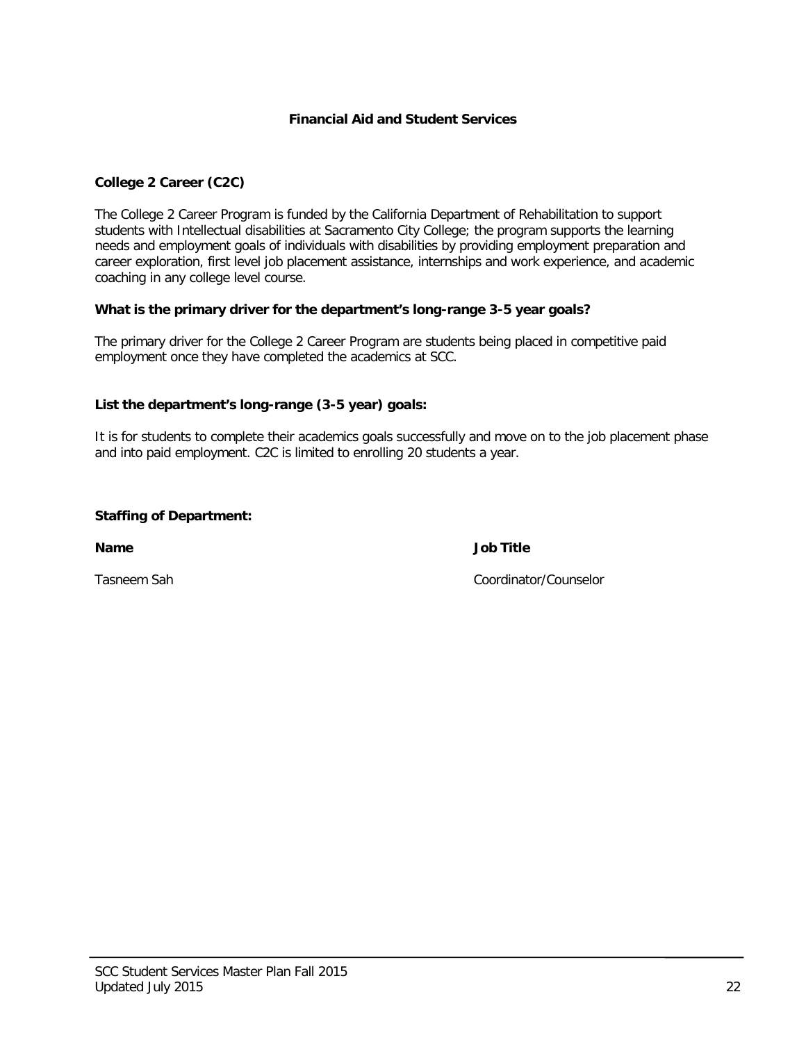## Financial Aid and Student Services

### College 2 Career (C2C)

The College 2 Career Program is funded by the California Department of Rehabilitation to support students with Intellectual disabilities at Sacramento City College; the program supports the learning needs and employment goals of individuals with disabilities by providing employment preparation and career exploration, first level job placement assistance, internships and work experience, and academic coaching in any college level course.

**What is the primary driver for the department's long-range 3-5 year goals?**

The primary driver for the College 2 Career Program are students being placed in competitive paid employment once they have completed the academics at SCC.

**List the department's long-range (3-5 year) goals:**

It is for students to complete their academics goals successfully and move on to the job placement phase and into paid employment. C2C is limited to enrolling 20 students a year.

**Staffing of Department:**

| Name | Job Title |
|---|---|
| Tasneem Sah | Coordinator/Counselor |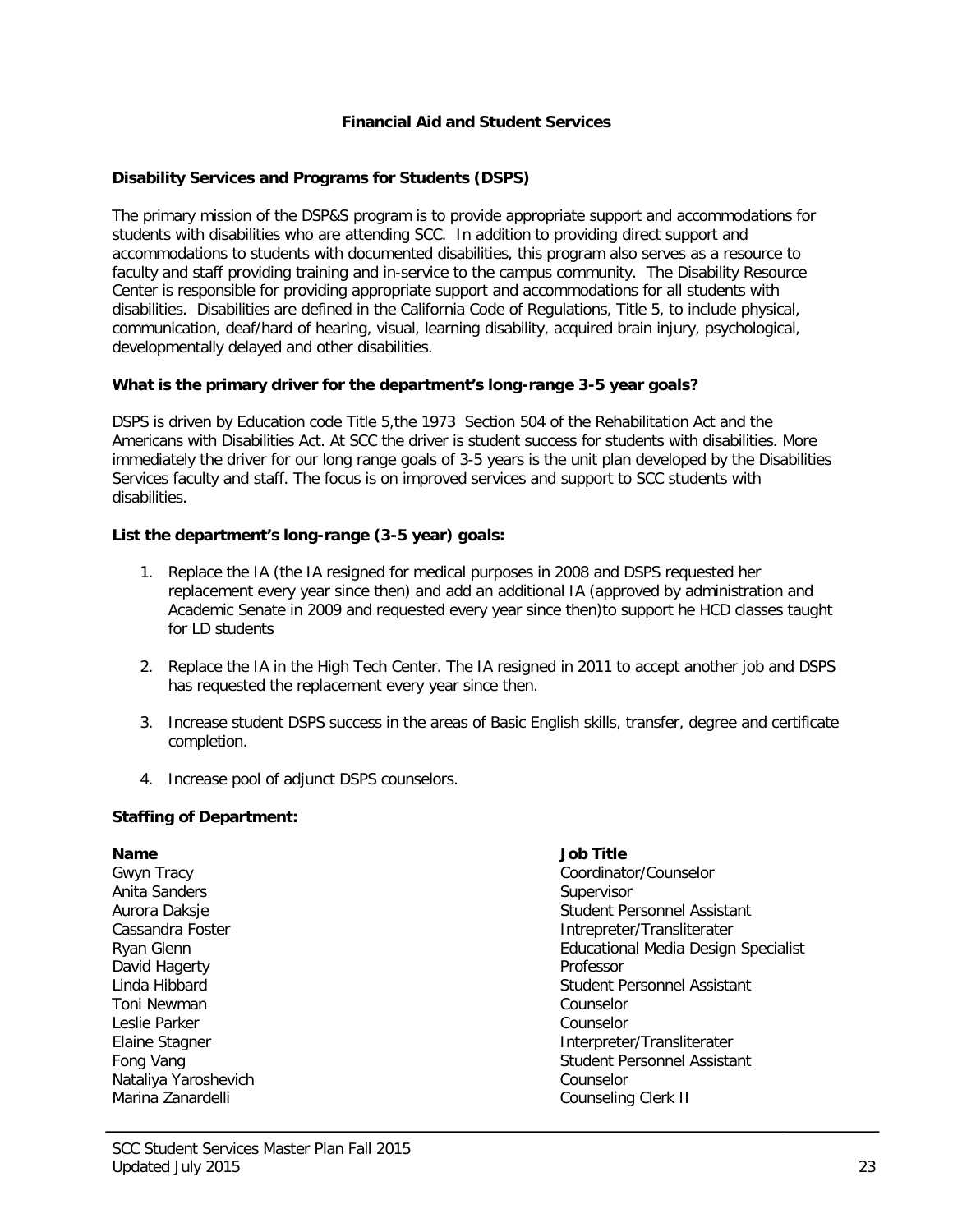## Financial Aid and Student Services

### Disability Services and Programs for Students (DSPS)

The primary mission of the DSP&S program is to provide appropriate support and accommodations for students with disabilities who are attending SCC. In addition to providing direct support and accommodations to students with documented disabilities, this program also serves as a resource to faculty and staff providing training and in-service to the campus community. The Disability Resource Center is responsible for providing appropriate support and accommodations for all students with disabilities. Disabilities are defined in the California Code of Regulations, Title 5, to include physical, communication, deaf/hard of hearing, visual, learning disability, acquired brain injury, psychological, developmentally delayed and other disabilities.

**What is the primary driver for the department's long-range 3-5 year goals?**

DSPS is driven by Education code Title 5,the 1973 Section 504 of the Rehabilitation Act and the Americans with Disabilities Act. At SCC the driver is student success for students with disabilities. More immediately the driver for our long range goals of 3-5 years is the unit plan developed by the Disabilities Services faculty and staff. The focus is on improved services and support to SCC students with disabilities.

**List the department's long-range (3-5 year) goals:**

1. Replace the IA (the IA resigned for medical purposes in 2008 and DSPS requested her replacement every year since then) and add an additional IA (approved by administration and Academic Senate in 2009 and requested every year since then)to support he HCD classes taught for LD students
2. Replace the IA in the High Tech Center. The IA resigned in 2011 to accept another job and DSPS has requested the replacement every year since then.
3. Increase student DSPS success in the areas of Basic English skills, transfer, degree and certificate completion.
4. Increase pool of adjunct DSPS counselors.

**Staffing of Department:**

| Name | Job Title |
|---|---|
| Gwyn Tracy | Coordinator/Counselor |
| Anita Sanders | Supervisor |
| Aurora Daksje | Student Personnel Assistant |
| Cassandra Foster | Intrepreter/Transliterater |
| Ryan Glenn | Educational Media Design Specialist |
| David Hagerty | Professor |
| Linda Hibbard | Student Personnel Assistant |
| Toni Newman | Counselor |
| Leslie Parker | Counselor |
| Elaine Stagner | Interpreter/Transliterater |
| Fong Vang | Student Personnel Assistant |
| Nataliya Yaroshevich | Counselor |
| Marina Zanardelli | Counseling Clerk II |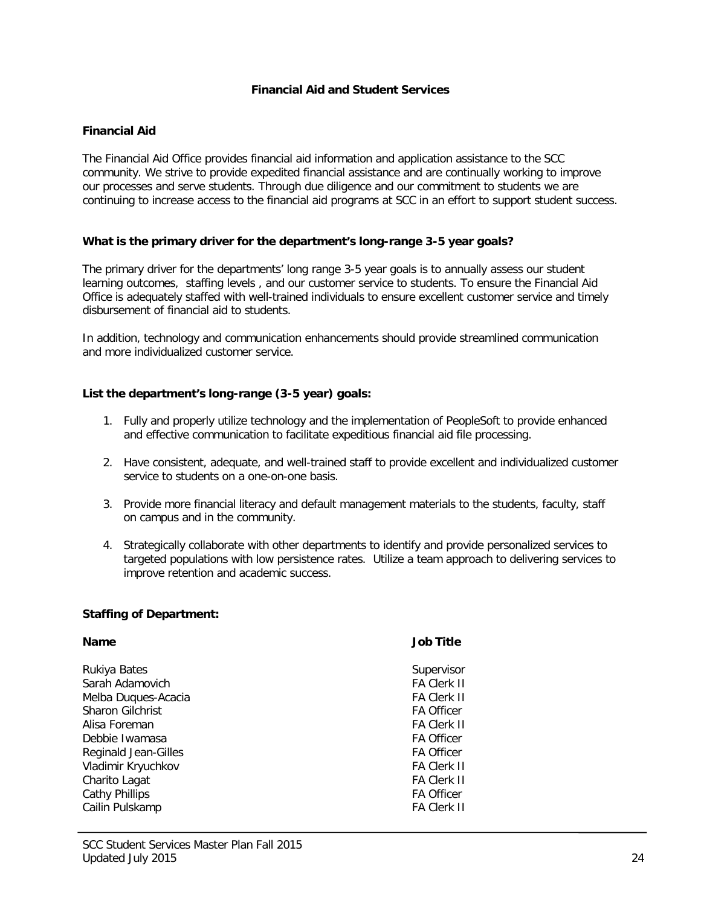## Financial Aid and Student Services

### Financial Aid

The Financial Aid Office provides financial aid information and application assistance to the SCC community. We strive to provide expedited financial assistance and are continually working to improve our processes and serve students. Through due diligence and our commitment to students we are continuing to increase access to the financial aid programs at SCC in an effort to support student success.

**What is the primary driver for the department's long-range 3-5 year goals?**

The primary driver for the departments' long range 3-5 year goals is to annually assess our student learning outcomes, staffing levels , and our customer service to students. To ensure the Financial Aid Office is adequately staffed with well-trained individuals to ensure excellent customer service and timely disbursement of financial aid to students.

In addition, technology and communication enhancements should provide streamlined communication and more individualized customer service.

**List the department's long-range (3-5 year) goals:**

1. Fully and properly utilize technology and the implementation of PeopleSoft to provide enhanced and effective communication to facilitate expeditious financial aid file processing.
2. Have consistent, adequate, and well-trained staff to provide excellent and individualized customer service to students on a one-on-one basis.
3. Provide more financial literacy and default management materials to the students, faculty, staff on campus and in the community.
4. Strategically collaborate with other departments to identify and provide personalized services to targeted populations with low persistence rates. Utilize a team approach to delivering services to improve retention and academic success.

**Staffing of Department:**

| Name | Job Title |
|---|---|
| Rukiya Bates | Supervisor |
| Sarah Adamovich | FA Clerk II |
| Melba Duques-Acacia | FA Clerk II |
| Sharon Gilchrist | FA Officer |
| Alisa Foreman | FA Clerk II |
| Debbie Iwamasa | FA Officer |
| Reginald Jean-Gilles | FA Officer |
| Vladimir Kryuchkov | FA Clerk II |
| Charito Lagat | FA Clerk II |
| Cathy Phillips | FA Officer |
| Cailin Pulskamp | FA Clerk II |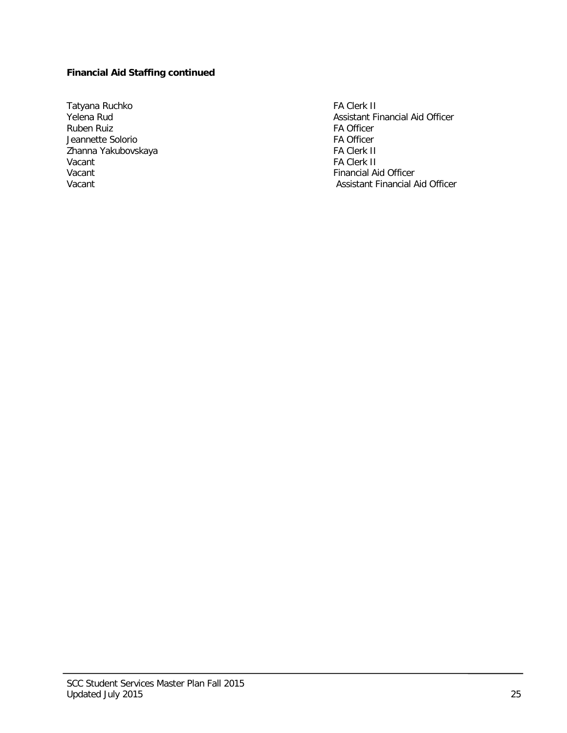**Financial Aid Staffing continued**

| Name | Position |
|---|---|
| Tatyana Ruchko | FA Clerk II |
| Yelena Rud | Assistant Financial Aid Officer |
| Ruben Ruiz | FA Officer |
| Jeannette Solorio | FA Officer |
| Zhanna Yakubovskaya | FA Clerk II |
| Vacant | FA Clerk II |
| Vacant | Financial Aid Officer |
| Vacant | Assistant Financial Aid Officer |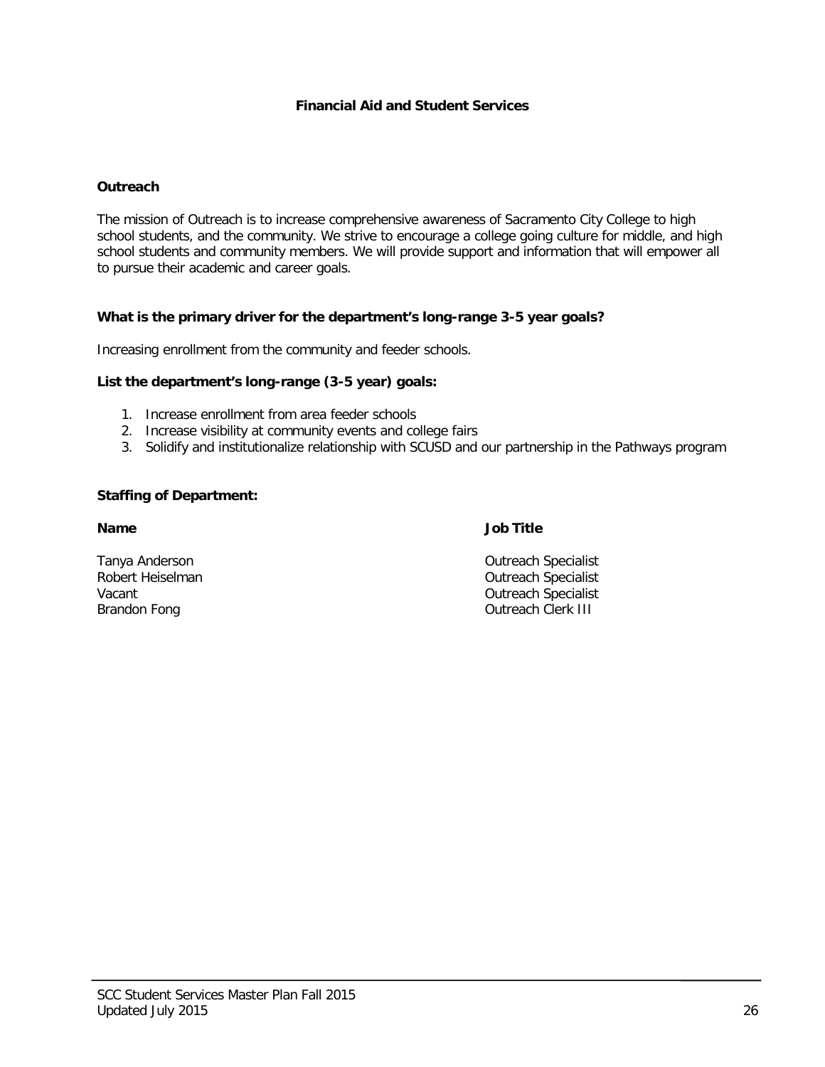## Financial Aid and Student Services

### Outreach

The mission of Outreach is to increase comprehensive awareness of Sacramento City College to high school students, and the community. We strive to encourage a college going culture for middle, and high school students and community members. We will provide support and information that will empower all to pursue their academic and career goals.

**What is the primary driver for the department's long-range 3-5 year goals?**

Increasing enrollment from the community and feeder schools.

**List the department's long-range (3-5 year) goals:**

1. Increase enrollment from area feeder schools
2. Increase visibility at community events and college fairs
3. Solidify and institutionalize relationship with SCUSD and our partnership in the Pathways program

**Staffing of Department:**

| Name | Job Title |
|---|---|
| Tanya Anderson | Outreach Specialist |
| Robert Heiselman | Outreach Specialist |
| Vacant | Outreach Specialist |
| Brandon Fong | Outreach Clerk III |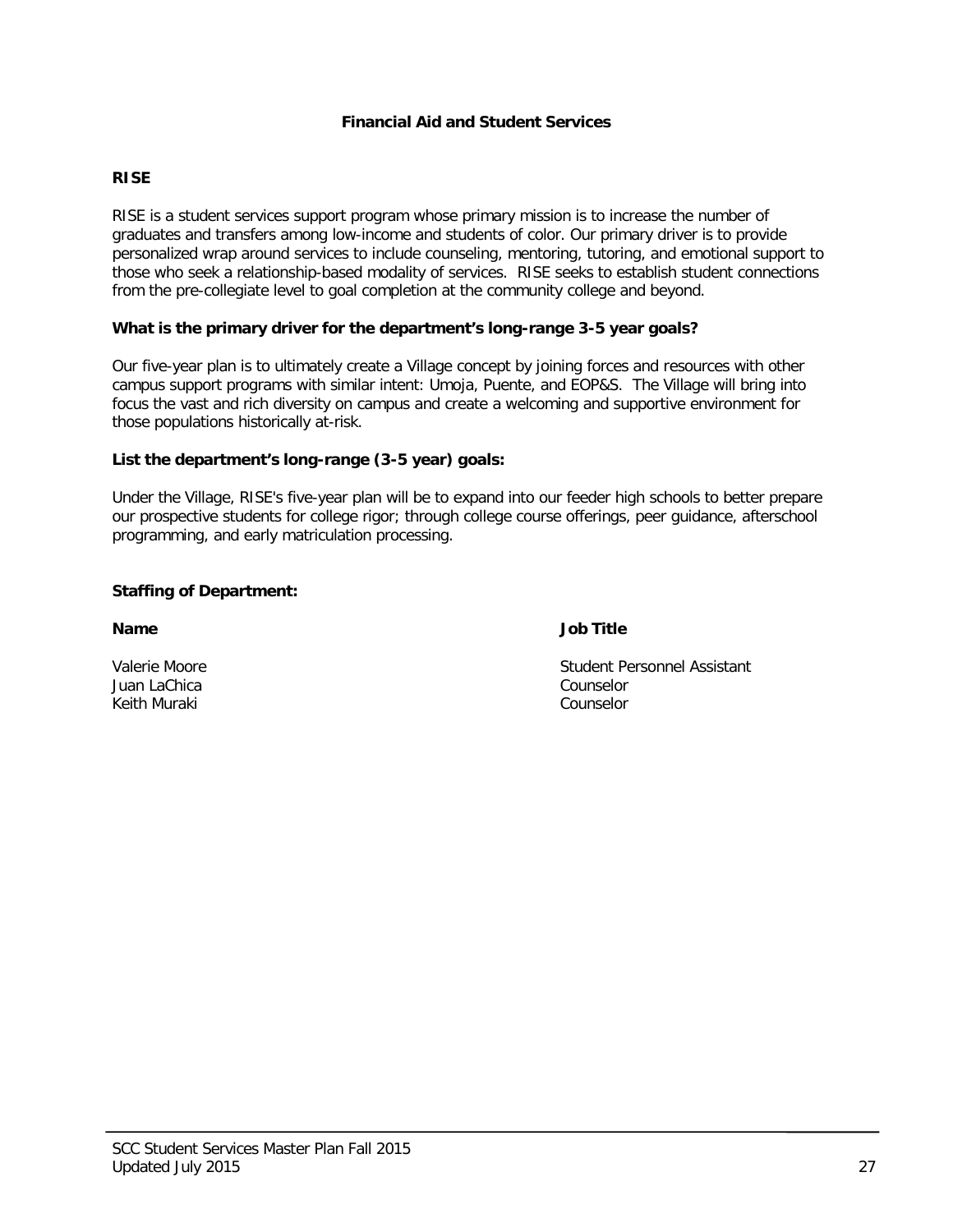## Financial Aid and Student Services

### RISE

RISE is a student services support program whose primary mission is to increase the number of graduates and transfers among low-income and students of color. Our primary driver is to provide personalized wrap around services to include counseling, mentoring, tutoring, and emotional support to those who seek a relationship-based modality of services. RISE seeks to establish student connections from the pre-collegiate level to goal completion at the community college and beyond.

**What is the primary driver for the department's long-range 3-5 year goals?**

Our five-year plan is to ultimately create a Village concept by joining forces and resources with other campus support programs with similar intent: Umoja, Puente, and EOP&S. The Village will bring into focus the vast and rich diversity on campus and create a welcoming and supportive environment for those populations historically at-risk.

**List the department's long-range (3-5 year) goals:**

Under the Village, RISE's five-year plan will be to expand into our feeder high schools to better prepare our prospective students for college rigor; through college course offerings, peer guidance, afterschool programming, and early matriculation processing.

**Staffing of Department:**

| Name | Job Title |
|---|---|
| Valerie Moore | Student Personnel Assistant |
| Juan LaChica | Counselor |
| Keith Muraki | Counselor |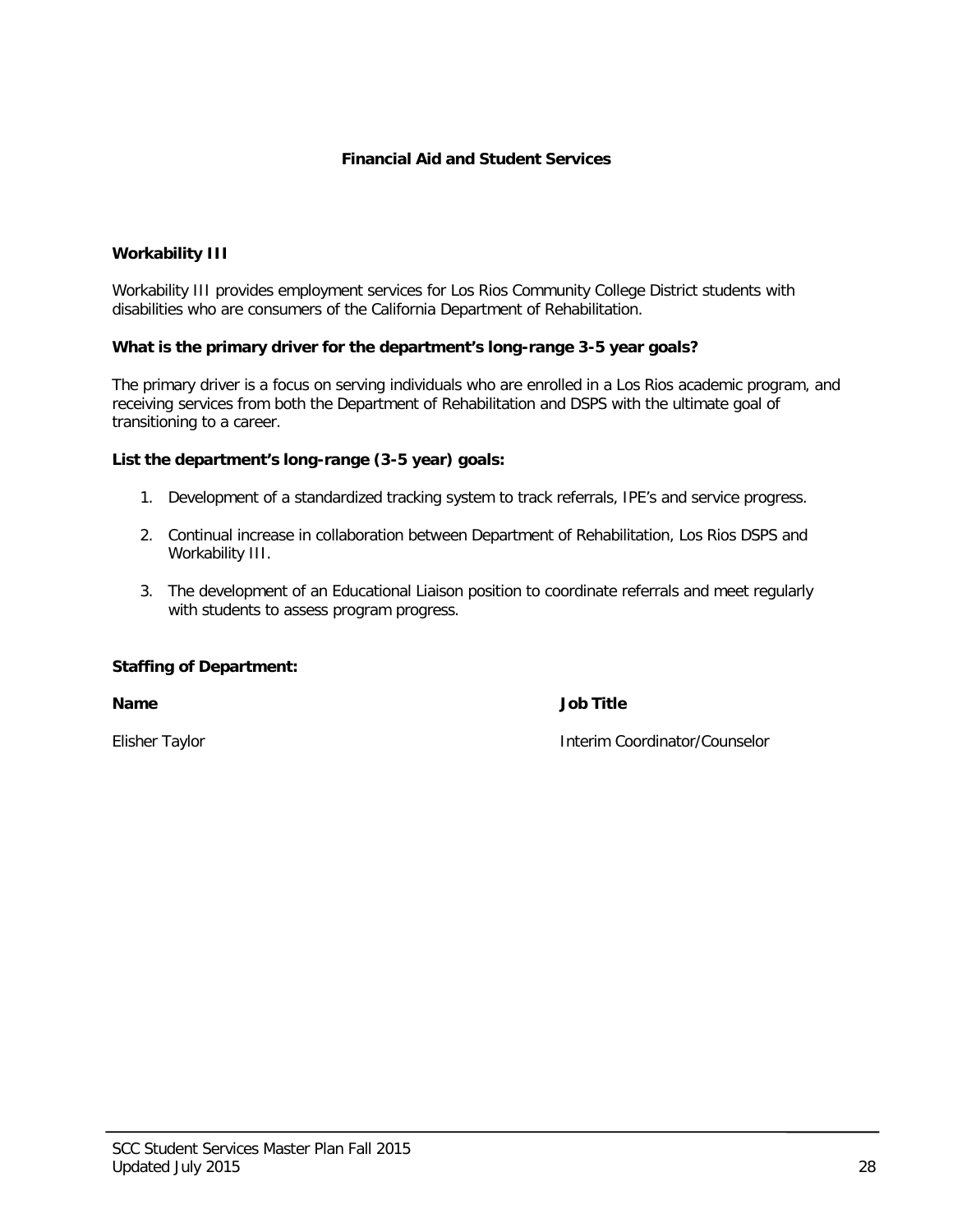## Financial Aid and Student Services

### Workability III

Workability III provides employment services for Los Rios Community College District students with disabilities who are consumers of the California Department of Rehabilitation.

**What is the primary driver for the department's long-range 3-5 year goals?**

The primary driver is a focus on serving individuals who are enrolled in a Los Rios academic program, and receiving services from both the Department of Rehabilitation and DSPS with the ultimate goal of transitioning to a career.

**List the department's long-range (3-5 year) goals:**

1. Development of a standardized tracking system to track referrals, IPE's and service progress.
2. Continual increase in collaboration between Department of Rehabilitation, Los Rios DSPS and Workability III.
3. The development of an Educational Liaison position to coordinate referrals and meet regularly with students to assess program progress.

**Staffing of Department:**

| Name | Job Title |
|---|---|
| Elisher Taylor | Interim Coordinator/Counselor |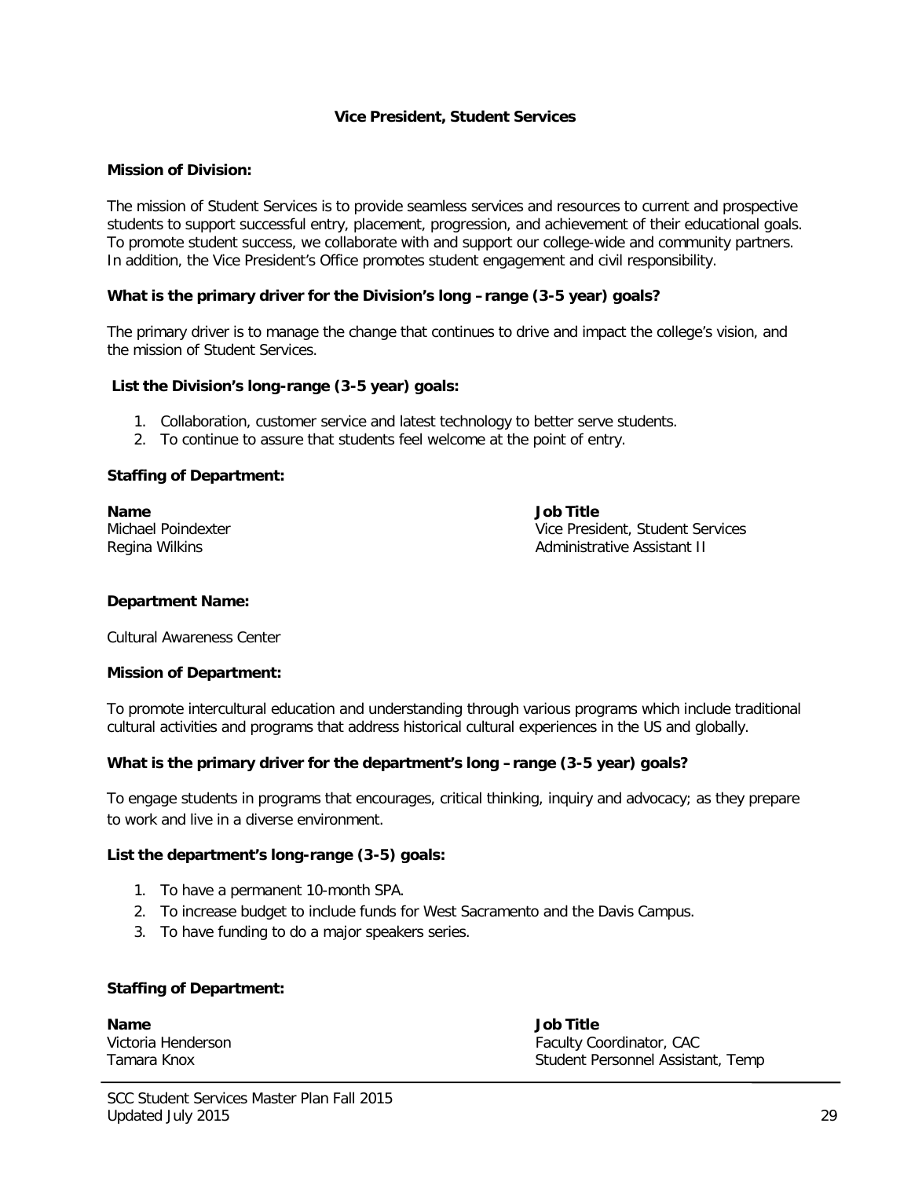## Vice President, Student Services

**Mission of Division:**

The mission of Student Services is to provide seamless services and resources to current and prospective students to support successful entry, placement, progression, and achievement of their educational goals. To promote student success, we collaborate with and support our college-wide and community partners. In addition, the Vice President's Office promotes student engagement and civil responsibility.

**What is the primary driver for the Division's long –range (3-5 year) goals?**

The primary driver is to manage the change that continues to drive and impact the college's vision, and the mission of Student Services.

**List the Division's long-range (3-5 year) goals:**

1. Collaboration, customer service and latest technology to better serve students.
2. To continue to assure that students feel welcome at the point of entry.

**Staffing of Department:**

| Name | Job Title |
|---|---|
| Michael Poindexter | Vice President, Student Services |
| Regina Wilkins | Administrative Assistant II |

**Department Name:**

Cultural Awareness Center

**Mission of Department:**

To promote intercultural education and understanding through various programs which include traditional cultural activities and programs that address historical cultural experiences in the US and globally.

**What is the primary driver for the department's long –range (3-5 year) goals?**

To engage students in programs that encourages, critical thinking, inquiry and advocacy; as they prepare to work and live in a diverse environment.

**List the department's long-range (3-5) goals:**

1. To have a permanent 10-month SPA.
2. To increase budget to include funds for West Sacramento and the Davis Campus.
3. To have funding to do a major speakers series.

**Staffing of Department:**

| Name | Job Title |
|---|---|
| Victoria Henderson | Faculty Coordinator, CAC |
| Tamara Knox | Student Personnel Assistant, Temp |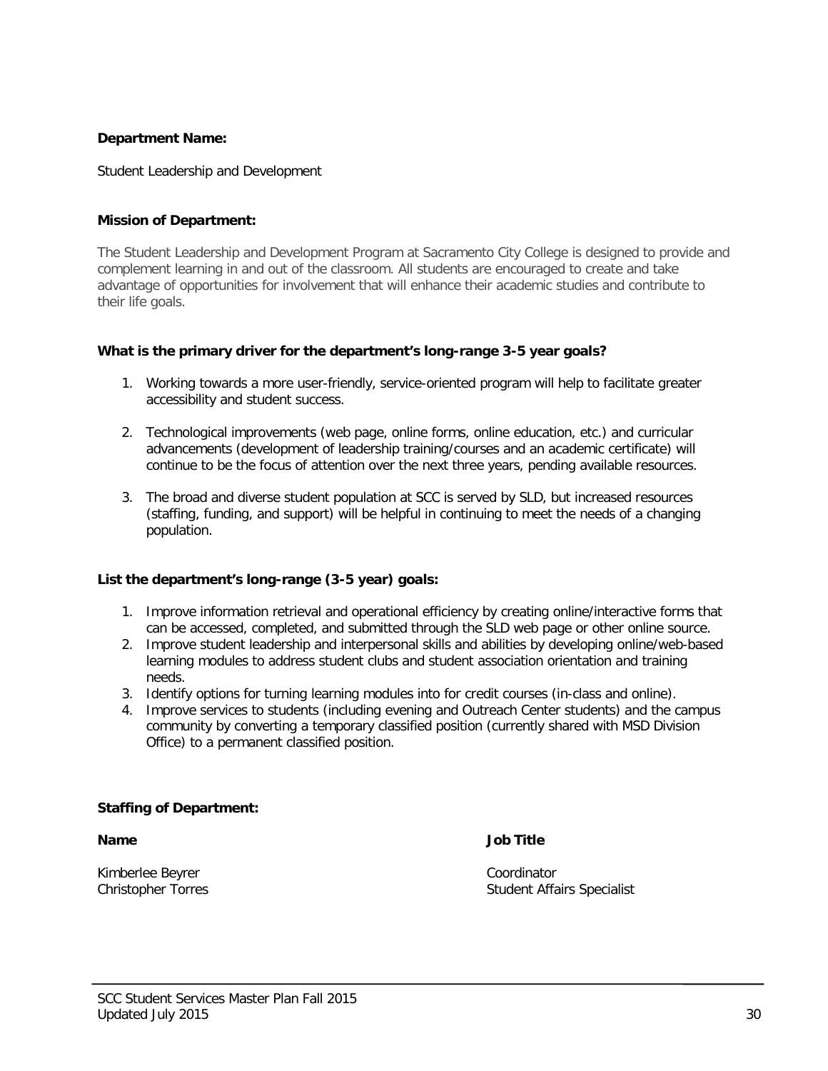**Department Name:**

Student Leadership and Development

**Mission of Department:**

The Student Leadership and Development Program at Sacramento City College is designed to provide and complement learning in and out of the classroom. All students are encouraged to create and take advantage of opportunities for involvement that will enhance their academic studies and contribute to their life goals.

**What is the primary driver for the department's long-range 3-5 year goals?**

1. Working towards a more user-friendly, service-oriented program will help to facilitate greater accessibility and student success.

2. Technological improvements (web page, online forms, online education, etc.) and curricular advancements (development of leadership training/courses and an academic certificate) will continue to be the focus of attention over the next three years, pending available resources.

3. The broad and diverse student population at SCC is served by SLD, but increased resources (staffing, funding, and support) will be helpful in continuing to meet the needs of a changing population.

**List the department's long-range (3-5 year) goals:**

1. Improve information retrieval and operational efficiency by creating online/interactive forms that can be accessed, completed, and submitted through the SLD web page or other online source.
2. Improve student leadership and interpersonal skills and abilities by developing online/web-based learning modules to address student clubs and student association orientation and training needs.
3. Identify options for turning learning modules into for credit courses (in-class and online).
4. Improve services to students (including evening and Outreach Center students) and the campus community by converting a temporary classified position (currently shared with MSD Division Office) to a permanent classified position.

**Staffing of Department:**

| **Name** | **Job Title** |
|---|---|
| Kimberlee Beyrer | Coordinator |
| Christopher Torres | Student Affairs Specialist |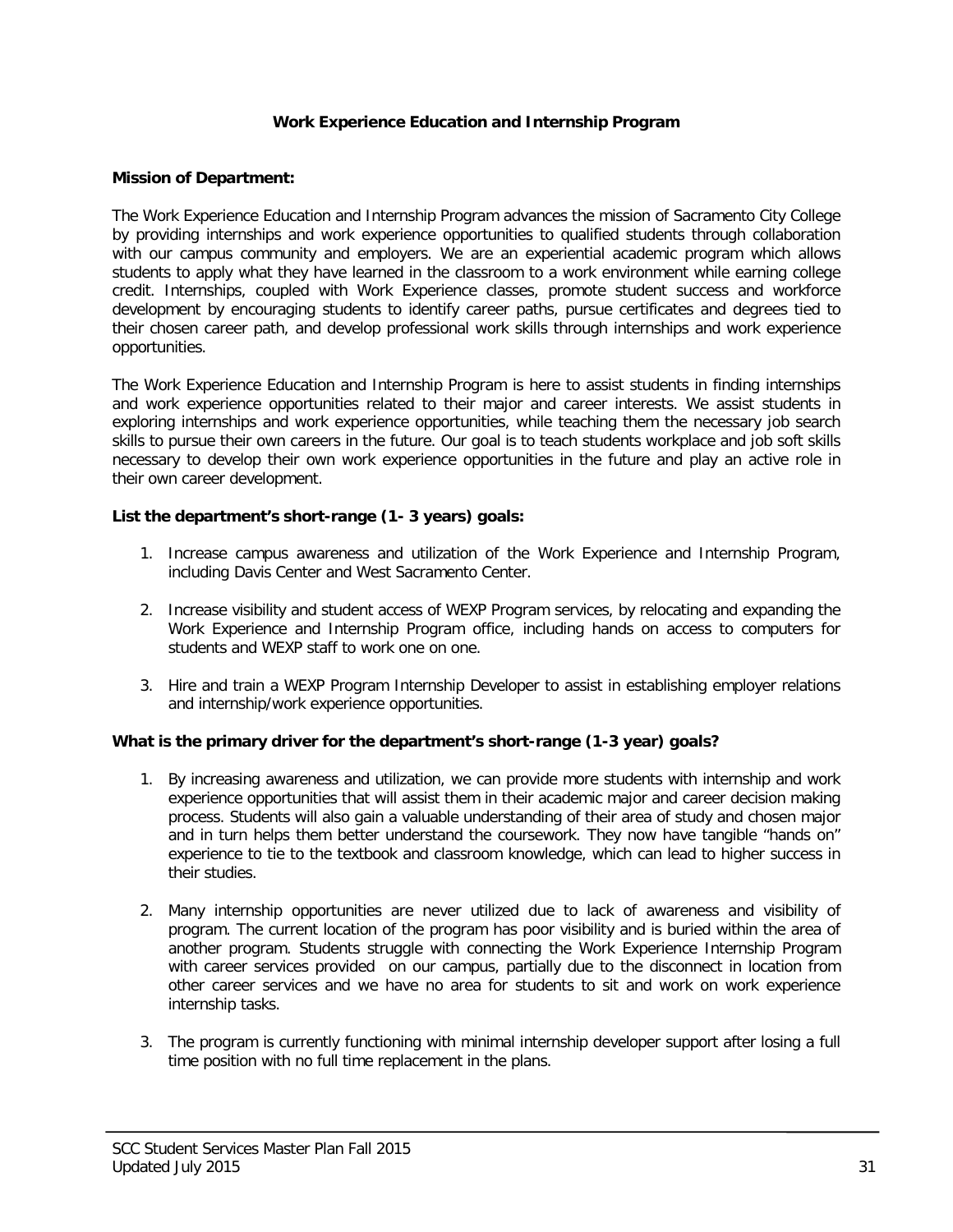## Work Experience Education and Internship Program

**Mission of Department:**

The Work Experience Education and Internship Program advances the mission of Sacramento City College by providing internships and work experience opportunities to qualified students through collaboration with our campus community and employers. We are an experiential academic program which allows students to apply what they have learned in the classroom to a work environment while earning college credit. Internships, coupled with Work Experience classes, promote student success and workforce development by encouraging students to identify career paths, pursue certificates and degrees tied to their chosen career path, and develop professional work skills through internships and work experience opportunities.

The Work Experience Education and Internship Program is here to assist students in finding internships and work experience opportunities related to their major and career interests. We assist students in exploring internships and work experience opportunities, while teaching them the necessary job search skills to pursue their own careers in the future. Our goal is to teach students workplace and job soft skills necessary to develop their own work experience opportunities in the future and play an active role in their own career development.

**List the department's short-range (1- 3 years) goals:**

1. Increase campus awareness and utilization of the Work Experience and Internship Program, including Davis Center and West Sacramento Center.
2. Increase visibility and student access of WEXP Program services, by relocating and expanding the Work Experience and Internship Program office, including hands on access to computers for students and WEXP staff to work one on one.
3. Hire and train a WEXP Program Internship Developer to assist in establishing employer relations and internship/work experience opportunities.

**What is the primary driver for the department's short-range (1-3 year) goals?**

1. By increasing awareness and utilization, we can provide more students with internship and work experience opportunities that will assist them in their academic major and career decision making process. Students will also gain a valuable understanding of their area of study and chosen major and in turn helps them better understand the coursework. They now have tangible "hands on" experience to tie to the textbook and classroom knowledge, which can lead to higher success in their studies.
2. Many internship opportunities are never utilized due to lack of awareness and visibility of program. The current location of the program has poor visibility and is buried within the area of another program. Students struggle with connecting the Work Experience Internship Program with career services provided on our campus, partially due to the disconnect in location from other career services and we have no area for students to sit and work on work experience internship tasks.
3. The program is currently functioning with minimal internship developer support after losing a full time position with no full time replacement in the plans.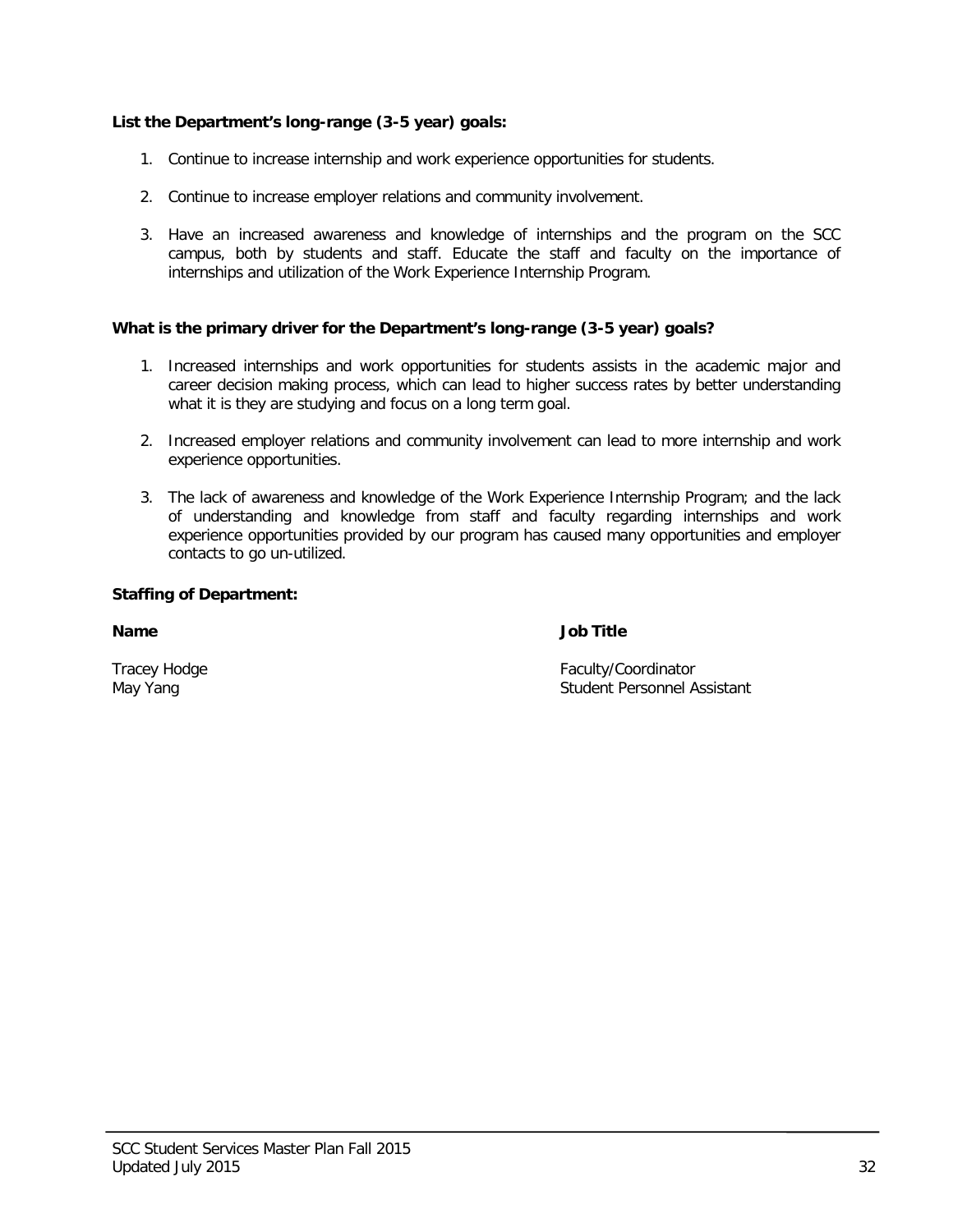**List the Department's long-range (3-5 year) goals:**

1. Continue to increase internship and work experience opportunities for students.
2. Continue to increase employer relations and community involvement.
3. Have an increased awareness and knowledge of internships and the program on the SCC campus, both by students and staff. Educate the staff and faculty on the importance of internships and utilization of the Work Experience Internship Program.

**What is the primary driver for the Department's long-range (3-5 year) goals?**

1. Increased internships and work opportunities for students assists in the academic major and career decision making process, which can lead to higher success rates by better understanding what it is they are studying and focus on a long term goal.
2. Increased employer relations and community involvement can lead to more internship and work experience opportunities.
3. The lack of awareness and knowledge of the Work Experience Internship Program; and the lack of understanding and knowledge from staff and faculty regarding internships and work experience opportunities provided by our program has caused many opportunities and employer contacts to go un-utilized.

**Staffing of Department:**

| Name | Job Title |
| --- | --- |
| Tracey Hodge | Faculty/Coordinator |
| May Yang | Student Personnel Assistant |